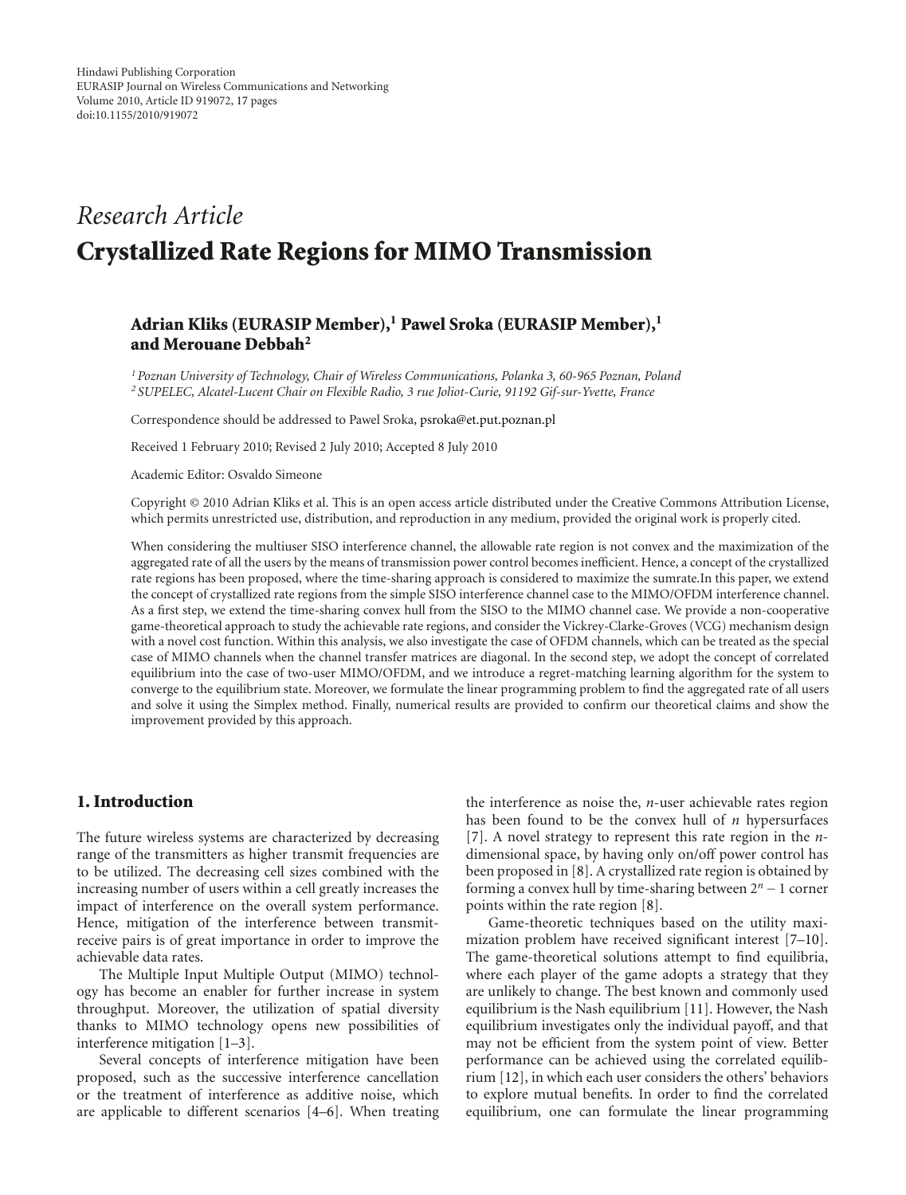Hindawi Publishing Corporation
EURASIP Journal on Wireless Communications and Networking
Volume 2010, Article ID 919072, 17 pages
doi:10.1155/2010/919072

*Research Article*

# Crystallized Rate Regions for MIMO Transmission

**Adrian Kliks (EURASIP Member),[1] Pawel Sroka (EURASIP Member),[1] and Merouane Debbah[2]**

[1] *Poznan University of Technology, Chair of Wireless Communications, Polanka 3, 60-965 Poznan, Poland*
[2] *SUPELEC, Alcatel-Lucent Chair on Flexible Radio, 3 rue Joliot-Curie, 91192 Gif-sur-Yvette, France*

Correspondence should be addressed to Pawel Sroka, psroka@et.put.poznan.pl

Received 1 February 2010; Revised 2 July 2010; Accepted 8 July 2010

Academic Editor: Osvaldo Simeone

Copyright © 2010 Adrian Kliks et al. This is an open access article distributed under the Creative Commons Attribution License, which permits unrestricted use, distribution, and reproduction in any medium, provided the original work is properly cited.

When considering the multiuser SISO interference channel, the allowable rate region is not convex and the maximization of the aggregated rate of all the users by the means of transmission power control becomes inefficient. Hence, a concept of the crystallized rate regions has been proposed, where the time-sharing approach is considered to maximize the sumrate.In this paper, we extend the concept of crystallized rate regions from the simple SISO interference channel case to the MIMO/OFDM interference channel. As a first step, we extend the time-sharing convex hull from the SISO to the MIMO channel case. We provide a non-cooperative game-theoretical approach to study the achievable rate regions, and consider the Vickrey-Clarke-Groves (VCG) mechanism design with a novel cost function. Within this analysis, we also investigate the case of OFDM channels, which can be treated as the special case of MIMO channels when the channel transfer matrices are diagonal. In the second step, we adopt the concept of correlated equilibrium into the case of two-user MIMO/OFDM, and we introduce a regret-matching learning algorithm for the system to converge to the equilibrium state. Moreover, we formulate the linear programming problem to find the aggregated rate of all users and solve it using the Simplex method. Finally, numerical results are provided to confirm our theoretical claims and show the improvement provided by this approach.

## 1. Introduction

The future wireless systems are characterized by decreasing range of the transmitters as higher transmit frequencies are to be utilized. The decreasing cell sizes combined with the increasing number of users within a cell greatly increases the impact of interference on the overall system performance. Hence, mitigation of the interference between transmit-receive pairs is of great importance in order to improve the achievable data rates.

The Multiple Input Multiple Output (MIMO) technology has become an enabler for further increase in system throughput. Moreover, the utilization of spatial diversity thanks to MIMO technology opens new possibilities of interference mitigation [1–3].

Several concepts of interference mitigation have been proposed, such as the successive interference cancellation or the treatment of interference as additive noise, which are applicable to different scenarios [4–6]. When treating the interference as noise the, $n$-user achievable rates region has been found to be the convex hull of $n$ hypersurfaces [7]. A novel strategy to represent this rate region in the $n$-dimensional space, by having only on/off power control has been proposed in [8]. A crystallized rate region is obtained by forming a convex hull by time-sharing between $2^n - 1$ corner points within the rate region [8].

Game-theoretic techniques based on the utility maximization problem have received significant interest [7–10]. The game-theoretical solutions attempt to find equilibria, where each player of the game adopts a strategy that they are unlikely to change. The best known and commonly used equilibrium is the Nash equilibrium [11]. However, the Nash equilibrium investigates only the individual payoff, and that may not be efficient from the system point of view. Better performance can be achieved using the correlated equilibrium [12], in which each user considers the others' behaviors to explore mutual benefits. In order to find the correlated equilibrium, one can formulate the linear programming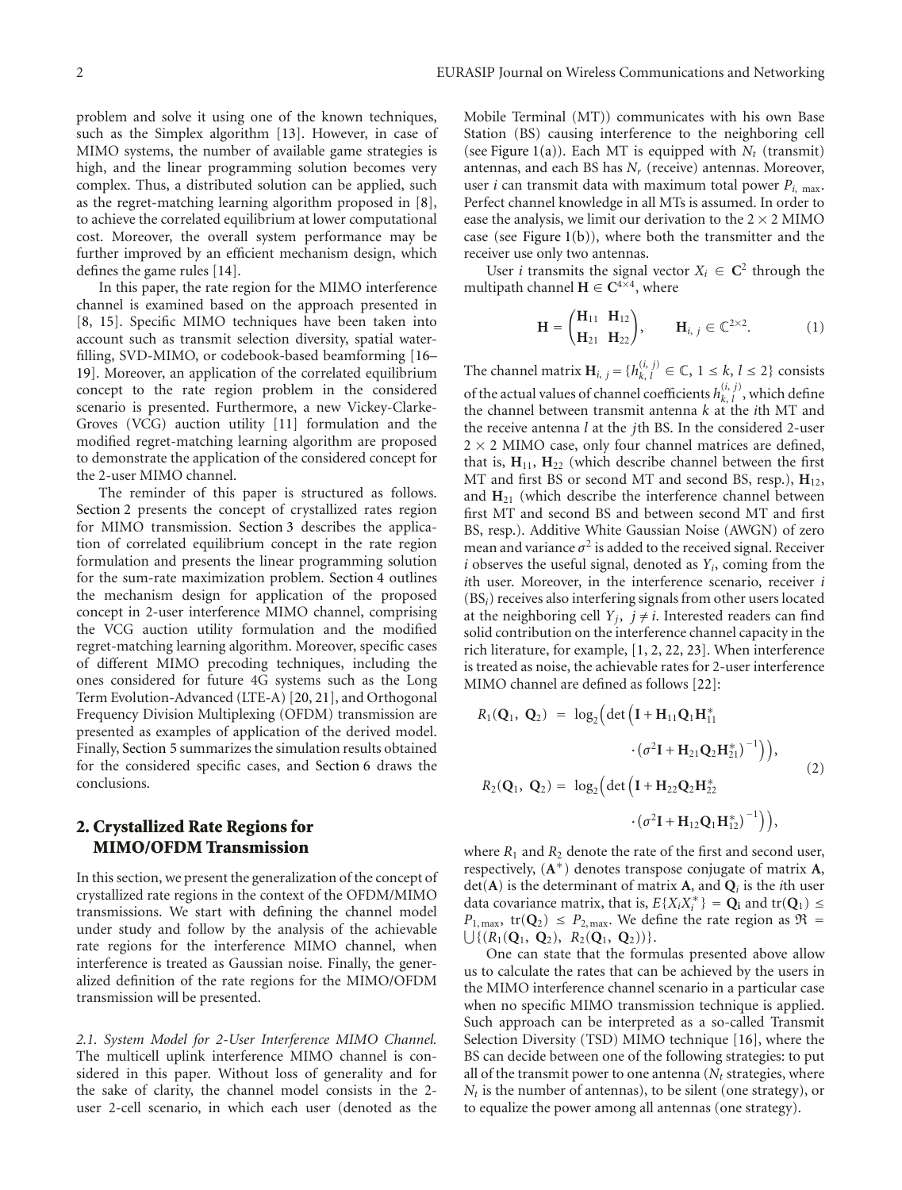problem and solve it using one of the known techniques, such as the Simplex algorithm [13]. However, in case of MIMO systems, the number of available game strategies is high, and the linear programming solution becomes very complex. Thus, a distributed solution can be applied, such as the regret-matching learning algorithm proposed in [8], to achieve the correlated equilibrium at lower computational cost. Moreover, the overall system performance may be further improved by an efficient mechanism design, which defines the game rules [14].

In this paper, the rate region for the MIMO interference channel is examined based on the approach presented in [8, 15]. Specific MIMO techniques have been taken into account such as transmit selection diversity, spatial water-filling, SVD-MIMO, or codebook-based beamforming [16–19]. Moreover, an application of the correlated equilibrium concept to the rate region problem in the considered scenario is presented. Furthermore, a new Vickey-Clarke-Groves (VCG) auction utility [11] formulation and the modified regret-matching learning algorithm are proposed to demonstrate the application of the considered concept for the 2-user MIMO channel.

The reminder of this paper is structured as follows. Section 2 presents the concept of crystallized rates region for MIMO transmission. Section 3 describes the application of correlated equilibrium concept in the rate region formulation and presents the linear programming solution for the sum-rate maximization problem. Section 4 outlines the mechanism design for application of the proposed concept in 2-user interference MIMO channel, comprising the VCG auction utility formulation and the modified regret-matching learning algorithm. Moreover, specific cases of different MIMO precoding techniques, including the ones considered for future 4G systems such as the Long Term Evolution-Advanced (LTE-A) [20, 21], and Orthogonal Frequency Division Multiplexing (OFDM) transmission are presented as examples of application of the derived model. Finally, Section 5 summarizes the simulation results obtained for the considered specific cases, and Section 6 draws the conclusions.

## 2. Crystallized Rate Regions for MIMO/OFDM Transmission

In this section, we present the generalization of the concept of crystallized rate regions in the context of the OFDM/MIMO transmissions. We start with defining the channel model under study and follow by the analysis of the achievable rate regions for the interference MIMO channel, when interference is treated as Gaussian noise. Finally, the generalized definition of the rate regions for the MIMO/OFDM transmission will be presented.

*2.1. System Model for 2-User Interference MIMO Channel.* The multicell uplink interference MIMO channel is considered in this paper. Without loss of generality and for the sake of clarity, the channel model consists in the 2-user 2-cell scenario, in which each user (denoted as the Mobile Terminal (MT)) communicates with his own Base Station (BS) causing interference to the neighboring cell (see Figure 1(a)). Each MT is equipped with $N_t$ (transmit) antennas, and each BS has $N_r$ (receive) antennas. Moreover, user $i$ can transmit data with maximum total power $P_{i,\max}$. Perfect channel knowledge in all MTs is assumed. In order to ease the analysis, we limit our derivation to the $2 \times 2$ MIMO case (see Figure 1(b)), where both the transmitter and the receiver use only two antennas.

User $i$ transmits the signal vector $X_i \in \mathbf{C}^2$ through the multipath channel $\mathbf{H} \in \mathbf{C}^{4\times 4}$, where

$$\mathbf{H} = \begin{pmatrix} \mathbf{H}_{11} & \mathbf{H}_{12} \\ \mathbf{H}_{21} & \mathbf{H}_{22} \end{pmatrix}, \qquad \mathbf{H}_{i,j} \in \mathbb{C}^{2\times 2}. \tag{1}$$

The channel matrix $\mathbf{H}_{i,j} = \{h_{k,l}^{(i,j)} \in \mathbb{C},\ 1 \le k, l \le 2\}$ consists of the actual values of channel coefficients $h_{k,l}^{(i,j)}$, which define the channel between transmit antenna $k$ at the $i$th MT and the receive antenna $l$ at the $j$th BS. In the considered 2-user $2 \times 2$ MIMO case, only four channel matrices are defined, that is, $\mathbf{H}_{11}$, $\mathbf{H}_{22}$ (which describe channel between the first MT and first BS or second MT and second BS, resp.), $\mathbf{H}_{12}$, and $\mathbf{H}_{21}$ (which describe the interference channel between first MT and second BS and between second MT and first BS, resp.). Additive White Gaussian Noise (AWGN) of zero mean and variance $\sigma^2$ is added to the received signal. Receiver $i$ observes the useful signal, denoted as $Y_i$, coming from the $i$th user. Moreover, in the interference scenario, receiver $i$ ($\text{BS}_i$) receives also interfering signals from other users located at the neighboring cell $Y_j$, $j \neq i$. Interested readers can find solid contribution on the interference channel capacity in the rich literature, for example, [1, 2, 22, 23]. When interference is treated as noise, the achievable rates for 2-user interference MIMO channel are defined as follows [22]:

$$\begin{aligned} R_1(\mathbf{Q}_1, \mathbf{Q}_2) &= \log_2\Big(\det\Big(\mathbf{I} + \mathbf{H}_{11}\mathbf{Q}_1\mathbf{H}_{11}^{*} \\ &\qquad \cdot \big(\sigma^2\mathbf{I} + \mathbf{H}_{21}\mathbf{Q}_2\mathbf{H}_{21}^{*}\big)^{-1}\Big)\Big), \\ R_2(\mathbf{Q}_1, \mathbf{Q}_2) &= \log_2\Big(\det\Big(\mathbf{I} + \mathbf{H}_{22}\mathbf{Q}_2\mathbf{H}_{22}^{*} \\ &\qquad \cdot \big(\sigma^2\mathbf{I} + \mathbf{H}_{12}\mathbf{Q}_1\mathbf{H}_{12}^{*}\big)^{-1}\Big)\Big), \end{aligned} \tag{2}$$

where $R_1$ and $R_2$ denote the rate of the first and second user, respectively, $(\mathbf{A}^{*})$ denotes transpose conjugate of matrix $\mathbf{A}$, $\det(\mathbf{A})$ is the determinant of matrix $\mathbf{A}$, and $\mathbf{Q}_i$ is the $i$th user data covariance matrix, that is, $E\{X_i X_i^{*}\} = \mathbf{Q}_i$ and $\operatorname{tr}(\mathbf{Q}_1) \le P_{1,\max}$, $\operatorname{tr}(\mathbf{Q}_2) \le P_{2,\max}$. We define the rate region as $\mathfrak{R} = \bigcup\{(R_1(\mathbf{Q}_1, \mathbf{Q}_2),\ R_2(\mathbf{Q}_1, \mathbf{Q}_2))\}$.

One can state that the formulas presented above allow us to calculate the rates that can be achieved by the users in the MIMO interference channel scenario in a particular case when no specific MIMO transmission technique is applied. Such approach can be interpreted as a so-called Transmit Selection Diversity (TSD) MIMO technique [16], where the BS can decide between one of the following strategies: to put all of the transmit power to one antenna ($N_t$ strategies, where $N_t$ is the number of antennas), to be silent (one strategy), or to equalize the power among all antennas (one strategy).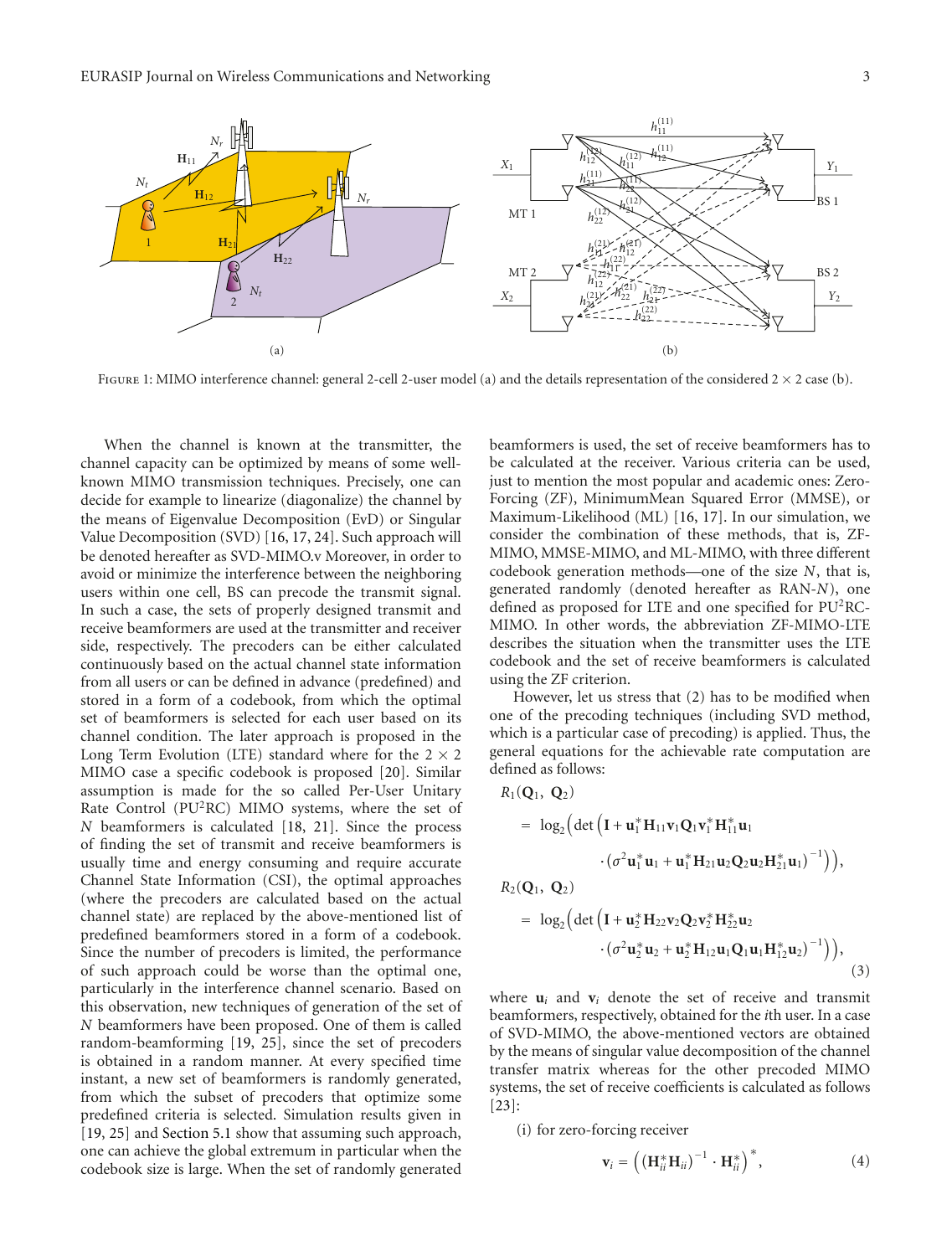Figure 1: MIMO interference channel: general 2-cell 2-user model (a) and the details representation of the considered $2 \times 2$ case (b).

When the channel is known at the transmitter, the channel capacity can be optimized by means of some well-known MIMO transmission techniques. Precisely, one can decide for example to linearize (diagonalize) the channel by the means of Eigenvalue Decomposition (EvD) or Singular Value Decomposition (SVD) [16, 17, 24]. Such approach will be denoted hereafter as SVD-MIMO.v Moreover, in order to avoid or minimize the interference between the neighboring users within one cell, BS can precode the transmit signal. In such a case, the sets of properly designed transmit and receive beamformers are used at the transmitter and receiver side, respectively. The precoders can be either calculated continuously based on the actual channel state information from all users or can be defined in advance (predefined) and stored in a form of a codebook, from which the optimal set of beamformers is selected for each user based on its channel condition. The later approach is proposed in the Long Term Evolution (LTE) standard where for the $2 \times 2$ MIMO case a specific codebook is proposed [20]. Similar assumption is made for the so called Per-User Unitary Rate Control (PU$^2$RC) MIMO systems, where the set of $N$ beamformers is calculated [18, 21]. Since the process of finding the set of transmit and receive beamformers is usually time and energy consuming and require accurate Channel State Information (CSI), the optimal approaches (where the precoders are calculated based on the actual channel state) are replaced by the above-mentioned list of predefined beamformers stored in a form of a codebook. Since the number of precoders is limited, the performance of such approach could be worse than the optimal one, particularly in the interference channel scenario. Based on this observation, new techniques of generation of the set of $N$ beamformers have been proposed. One of them is called random-beamforming [19, 25], since the set of precoders is obtained in a random manner. At every specified time instant, a new set of beamformers is randomly generated, from which the subset of precoders that optimize some predefined criteria is selected. Simulation results given in [19, 25] and Section 5.1 show that assuming such approach, one can achieve the global extremum in particular when the codebook size is large. When the set of randomly generated beamformers is used, the set of receive beamformers has to be calculated at the receiver. Various criteria can be used, just to mention the most popular and academic ones: Zero-Forcing (ZF), MinimumMean Squared Error (MMSE), or Maximum-Likelihood (ML) [16, 17]. In our simulation, we consider the combination of these methods, that is, ZF-MIMO, MMSE-MIMO, and ML-MIMO, with three different codebook generation methods—one of the size $N$, that is, generated randomly (denoted hereafter as RAN-$N$), one defined as proposed for LTE and one specified for PU$^2$RC-MIMO. In other words, the abbreviation ZF-MIMO-LTE describes the situation when the transmitter uses the LTE codebook and the set of receive beamformers is calculated using the ZF criterion.

However, let us stress that (2) has to be modified when one of the precoding techniques (including SVD method, which is a particular case of precoding) is applied. Thus, the general equations for the achievable rate computation are defined as follows:

$$
\begin{aligned}
R_1(\mathbf{Q}_1,\ \mathbf{Q}_2) &= \log_2\Big(\det\Big(\mathbf{I} + \mathbf{u}_1^*\mathbf{H}_{11}\mathbf{v}_1\mathbf{Q}_1\mathbf{v}_1^*\mathbf{H}_{11}^*\mathbf{u}_1 \\
&\qquad \cdot \left(\sigma^2\mathbf{u}_1^*\mathbf{u}_1 + \mathbf{u}_1^*\mathbf{H}_{21}\mathbf{u}_2\mathbf{Q}_2\mathbf{u}_2\mathbf{H}_{21}^*\mathbf{u}_1\right)^{-1}\Big)\Big),\\
R_2(\mathbf{Q}_1,\ \mathbf{Q}_2) &= \log_2\Big(\det\Big(\mathbf{I} + \mathbf{u}_2^*\mathbf{H}_{22}\mathbf{v}_2\mathbf{Q}_2\mathbf{v}_2^*\mathbf{H}_{22}^*\mathbf{u}_2 \\
&\qquad \cdot \left(\sigma^2\mathbf{u}_2^*\mathbf{u}_2 + \mathbf{u}_2^*\mathbf{H}_{12}\mathbf{u}_1\mathbf{Q}_1\mathbf{u}_1\mathbf{H}_{12}^*\mathbf{u}_2\right)^{-1}\Big)\Big),
\end{aligned} \tag{3}
$$

where $\mathbf{u}_i$ and $\mathbf{v}_i$ denote the set of receive and transmit beamformers, respectively, obtained for the $i$th user. In a case of SVD-MIMO, the above-mentioned vectors are obtained by the means of singular value decomposition of the channel transfer matrix whereas for the other precoded MIMO systems, the set of receive coefficients is calculated as follows [23]:

(i) for zero-forcing receiver

$$
\mathbf{v}_i = \left(\left(\mathbf{H}_{ii}^*\mathbf{H}_{ii}\right)^{-1} \cdot \mathbf{H}_{ii}^*\right)^*, \tag{4}
$$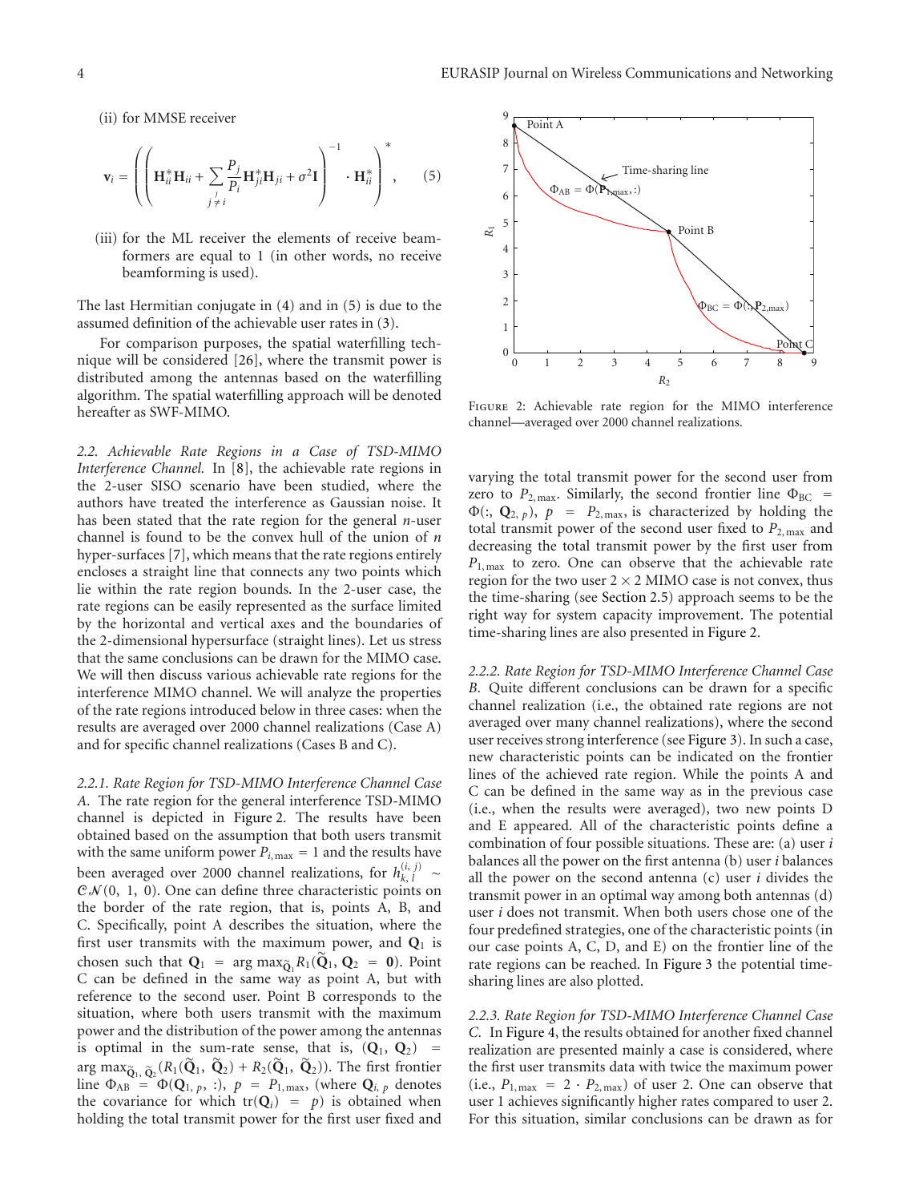(ii) for MMSE receiver

$$\mathbf{v}_i = \left( \left( \mathbf{H}_{ii}^* \mathbf{H}_{ii} + \sum_{\substack{j \\ j \neq i}} \frac{P_j}{P_i} \mathbf{H}_{ji}^* \mathbf{H}_{ji} + \sigma^2 \mathbf{I} \right)^{-1} \cdot \mathbf{H}_{ii}^* \right)^*, \qquad (5)$$

(iii) for the ML receiver the elements of receive beamformers are equal to 1 (in other words, no receive beamforming is used).

The last Hermitian conjugate in (4) and in (5) is due to the assumed definition of the achievable user rates in (3).

For comparison purposes, the spatial waterfilling technique will be considered [26], where the transmit power is distributed among the antennas based on the waterfilling algorithm. The spatial waterfilling approach will be denoted hereafter as SWF-MIMO.

*2.2. Achievable Rate Regions in a Case of TSD-MIMO Interference Channel.* In [8], the achievable rate regions in the 2-user SISO scenario have been studied, where the authors have treated the interference as Gaussian noise. It has been stated that the rate region for the general $n$-user channel is found to be the convex hull of the union of $n$ hyper-surfaces [7], which means that the rate regions entirely encloses a straight line that connects any two points which lie within the rate region bounds. In the 2-user case, the rate regions can be easily represented as the surface limited by the horizontal and vertical axes and the boundaries of the 2-dimensional hypersurface (straight lines). Let us stress that the same conclusions can be drawn for the MIMO case. We will then discuss various achievable rate regions for the interference MIMO channel. We will analyze the properties of the rate regions introduced below in three cases: when the results are averaged over 2000 channel realizations (Case A) and for specific channel realizations (Cases B and C).

*2.2.1. Rate Region for TSD-MIMO Interference Channel Case A.* The rate region for the general interference TSD-MIMO channel is depicted in Figure 2. The results have been obtained based on the assumption that both users transmit with the same uniform power $P_{i,\max} = 1$ and the results have been averaged over 2000 channel realizations, for $h_{k,l}^{(i,j)} \sim \mathcal{CN}(0, 1, 0)$. One can define three characteristic points on the border of the rate region, that is, points A, B, and C. Specifically, point A describes the situation, where the first user transmits with the maximum power, and $\mathbf{Q}_1$ is chosen such that $\mathbf{Q}_1 = \arg\max_{\tilde{\mathbf{Q}}_1} R_1(\tilde{\mathbf{Q}}_1, \mathbf{Q}_2 = \mathbf{0})$. Point C can be defined in the same way as point A, but with reference to the second user. Point B corresponds to the situation, where both users transmit with the maximum power and the distribution of the power among the antennas is optimal in the sum-rate sense, that is, $(\mathbf{Q}_1, \mathbf{Q}_2) = \arg\max_{\tilde{\mathbf{Q}}_1, \tilde{\mathbf{Q}}_2}(R_1(\tilde{\mathbf{Q}}_1, \tilde{\mathbf{Q}}_2) + R_2(\tilde{\mathbf{Q}}_1, \tilde{\mathbf{Q}}_2))$. The first frontier line $\Phi_{AB} = \Phi(\mathbf{Q}_{1,p}, :)$, $p = P_{1,\max}$, (where $\mathbf{Q}_{i,p}$ denotes the covariance for which $\mathrm{tr}(\mathbf{Q}_i) = p$) is obtained when holding the total transmit power for the first user fixed and varying the total transmit power for the second user from zero to $P_{2,\max}$. Similarly, the second frontier line $\Phi_{BC} = \Phi(:, \mathbf{Q}_{2,p})$, $p = P_{2,\max}$, is characterized by holding the total transmit power of the second user fixed to $P_{2,\max}$ and decreasing the total transmit power by the first user from $P_{1,\max}$ to zero. One can observe that the achievable rate region for the two user $2 \times 2$ MIMO case is not convex, thus the time-sharing (see Section 2.5) approach seems to be the right way for system capacity improvement. The potential time-sharing lines are also presented in Figure 2.

Figure 2: Achievable rate region for the MIMO interference channel—averaged over 2000 channel realizations.

*2.2.2. Rate Region for TSD-MIMO Interference Channel Case B.* Quite different conclusions can be drawn for a specific channel realization (i.e., the obtained rate regions are not averaged over many channel realizations), where the second user receives strong interference (see Figure 3). In such a case, new characteristic points can be indicated on the frontier lines of the achieved rate region. While the points A and C can be defined in the same way as in the previous case (i.e., when the results were averaged), two new points D and E appeared. All of the characteristic points define a combination of four possible situations. These are: (a) user $i$ balances all the power on the first antenna (b) user $i$ balances all the power on the second antenna (c) user $i$ divides the transmit power in an optimal way among both antennas (d) user $i$ does not transmit. When both users chose one of the four predefined strategies, one of the characteristic points (in our case points A, C, D, and E) on the frontier line of the rate regions can be reached. In Figure 3 the potential time-sharing lines are also plotted.

*2.2.3. Rate Region for TSD-MIMO Interference Channel Case C.* In Figure 4, the results obtained for another fixed channel realization are presented mainly a case is considered, where the first user transmits data with twice the maximum power (i.e., $P_{1,\max} = 2 \cdot P_{2,\max}$) of user 2. One can observe that user 1 achieves significantly higher rates compared to user 2. For this situation, similar conclusions can be drawn as for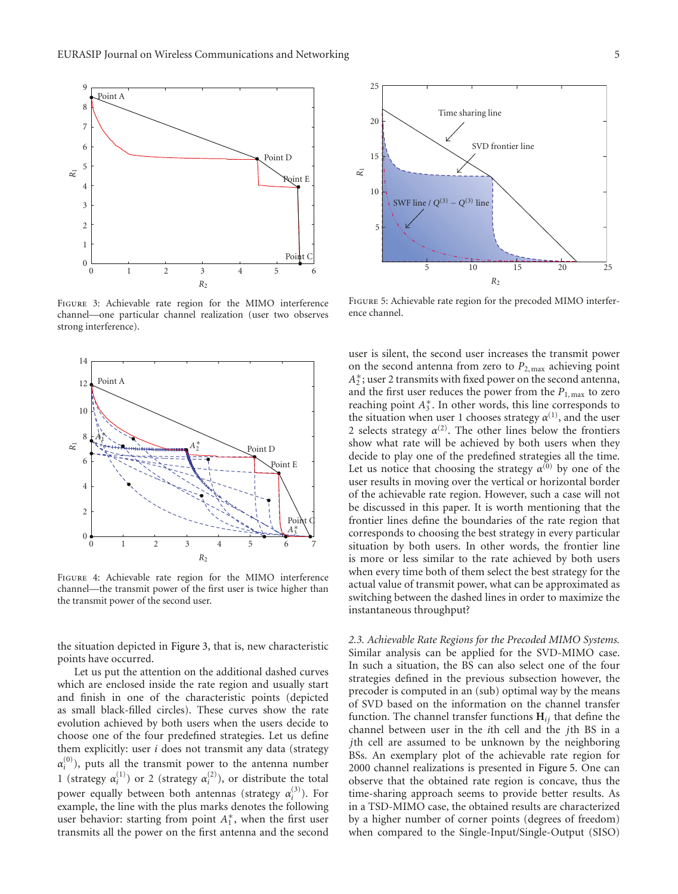Figure 3: Achievable rate region for the MIMO interference channel—one particular channel realization (user two observes strong interference).

Figure 4: Achievable rate region for the MIMO interference channel—the transmit power of the first user is twice higher than the transmit power of the second user.

the situation depicted in Figure 3, that is, new characteristic points have occurred.

Let us put the attention on the additional dashed curves which are enclosed inside the rate region and usually start and finish in one of the characteristic points (depicted as small black-filled circles). These curves show the rate evolution achieved by both users when the users decide to choose one of the four predefined strategies. Let us define them explicitly: user $i$ does not transmit any data (strategy $\alpha_i^{(0)}$), puts all the transmit power to the antenna number 1 (strategy $\alpha_i^{(1)}$) or 2 (strategy $\alpha_i^{(2)}$), or distribute the total power equally between both antennas (strategy $\alpha_i^{(3)}$). For example, the line with the plus marks denotes the following user behavior: starting from point $A_1^*$, when the first user transmits all the power on the first antenna and the second user is silent, the second user increases the transmit power on the second antenna from zero to $P_{2,\max}$ achieving point $A_2^*$; user 2 transmits with fixed power on the second antenna, and the first user reduces the power from the $P_{1,\max}$ to zero reaching point $A_3^*$. In other words, this line corresponds to the situation when user 1 chooses strategy $\alpha^{(1)}$, and the user 2 selects strategy $\alpha^{(2)}$. The other lines below the frontiers show what rate will be achieved by both users when they decide to play one of the predefined strategies all the time. Let us notice that choosing the strategy $\alpha^{(0)}$ by one of the user results in moving over the vertical or horizontal border of the achievable rate region. However, such a case will not be discussed in this paper. It is worth mentioning that the frontier lines define the boundaries of the rate region that corresponds to choosing the best strategy in every particular situation by both users. In other words, the frontier line is more or less similar to the rate achieved by both users when every time both of them select the best strategy for the actual value of transmit power, what can be approximated as switching between the dashed lines in order to maximize the instantaneous throughput?

Figure 5: Achievable rate region for the precoded MIMO interference channel.

*2.3. Achievable Rate Regions for the Precoded MIMO Systems.* Similar analysis can be applied for the SVD-MIMO case. In such a situation, the BS can also select one of the four strategies defined in the previous subsection however, the precoder is computed in an (sub) optimal way by the means of SVD based on the information on the channel transfer function. The channel transfer functions $\mathbf{H}_{ij}$ that define the channel between user in the $i$th cell and the $j$th BS in a $j$th cell are assumed to be unknown by the neighboring BSs. An exemplary plot of the achievable rate region for 2000 channel realizations is presented in Figure 5. One can observe that the obtained rate region is concave, thus the time-sharing approach seems to provide better results. As in a TSD-MIMO case, the obtained results are characterized by a higher number of corner points (degrees of freedom) when compared to the Single-Input/Single-Output (SISO)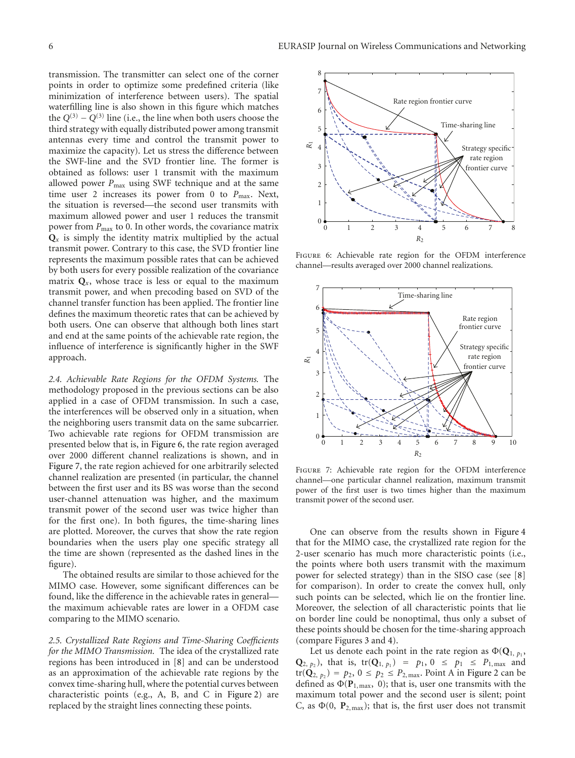transmission. The transmitter can select one of the corner points in order to optimize some predefined criteria (like minimization of interference between users). The spatial waterfilling line is also shown in this figure which matches the $Q^{(3)} - Q^{(3)}$ line (i.e., the line when both users choose the third strategy with equally distributed power among transmit antennas every time and control the transmit power to maximize the capacity). Let us stress the difference between the SWF-line and the SVD frontier line. The former is obtained as follows: user 1 transmit with the maximum allowed power $P_{\max}$ using SWF technique and at the same time user 2 increases its power from 0 to $P_{\max}$. Next, the situation is reversed—the second user transmits with maximum allowed power and user 1 reduces the transmit power from $P_{\max}$ to 0. In other words, the covariance matrix $\mathbf{Q}_x$ is simply the identity matrix multiplied by the actual transmit power. Contrary to this case, the SVD frontier line represents the maximum possible rates that can be achieved by both users for every possible realization of the covariance matrix $\mathbf{Q}_x$, whose trace is less or equal to the maximum transmit power, and when precoding based on SVD of the channel transfer function has been applied. The frontier line defines the maximum theoretic rates that can be achieved by both users. One can observe that although both lines start and end at the same points of the achievable rate region, the influence of interference is significantly higher in the SWF approach.

*2.4. Achievable Rate Regions for the OFDM Systems.* The methodology proposed in the previous sections can be also applied in a case of OFDM transmission. In such a case, the interferences will be observed only in a situation, when the neighboring users transmit data on the same subcarrier. Two achievable rate regions for OFDM transmission are presented below that is, in Figure 6, the rate region averaged over 2000 different channel realizations is shown, and in Figure 7, the rate region achieved for one arbitrarily selected channel realization are presented (in particular, the channel between the first user and its BS was worse than the second user-channel attenuation was higher, and the maximum transmit power of the second user was twice higher than for the first one). In both figures, the time-sharing lines are plotted. Moreover, the curves that show the rate region boundaries when the users play one specific strategy all the time are shown (represented as the dashed lines in the figure).

The obtained results are similar to those achieved for the MIMO case. However, some significant differences can be found, like the difference in the achievable rates in general—the maximum achievable rates are lower in a OFDM case comparing to the MIMO scenario.

*2.5. Crystallized Rate Regions and Time-Sharing Coefficients for the MIMO Transmission.* The idea of the crystallized rate regions has been introduced in [8] and can be understood as an approximation of the achievable rate regions by the convex time-sharing hull, where the potential curves between characteristic points (e.g., A, B, and C in Figure 2) are replaced by the straight lines connecting these points.

Figure 6: Achievable rate region for the OFDM interference channel—results averaged over 2000 channel realizations.

Figure 7: Achievable rate region for the OFDM interference channel—one particular channel realization, maximum transmit power of the first user is two times higher than the maximum transmit power of the second user.

One can observe from the results shown in Figure 4 that for the MIMO case, the crystallized rate region for the 2-user scenario has much more characteristic points (i.e., the points where both users transmit with the maximum power for selected strategy) than in the SISO case (see [8] for comparison). In order to create the convex hull, only such points can be selected, which lie on the frontier line. Moreover, the selection of all characteristic points that lie on border line could be nonoptimal, thus only a subset of these points should be chosen for the time-sharing approach (compare Figures 3 and 4).

Let us denote each point in the rate region as $\Phi(\mathbf{Q}_{1,\,p_1}, \mathbf{Q}_{2,\,p_2})$, that is, $\operatorname{tr}(\mathbf{Q}_{1,\,p_1}) = p_1$, $0 \leq p_1 \leq P_{1,\max}$ and $\operatorname{tr}(\mathbf{Q}_{2,\,p_2}) = p_2$, $0 \leq p_2 \leq P_{2,\max}$. Point A in Figure 2 can be defined as $\Phi(\mathbf{P}_{1,\max}, 0)$; that is, user one transmits with the maximum total power and the second user is silent; point C, as $\Phi(0, \mathbf{P}_{2,\max})$; that is, the first user does not transmit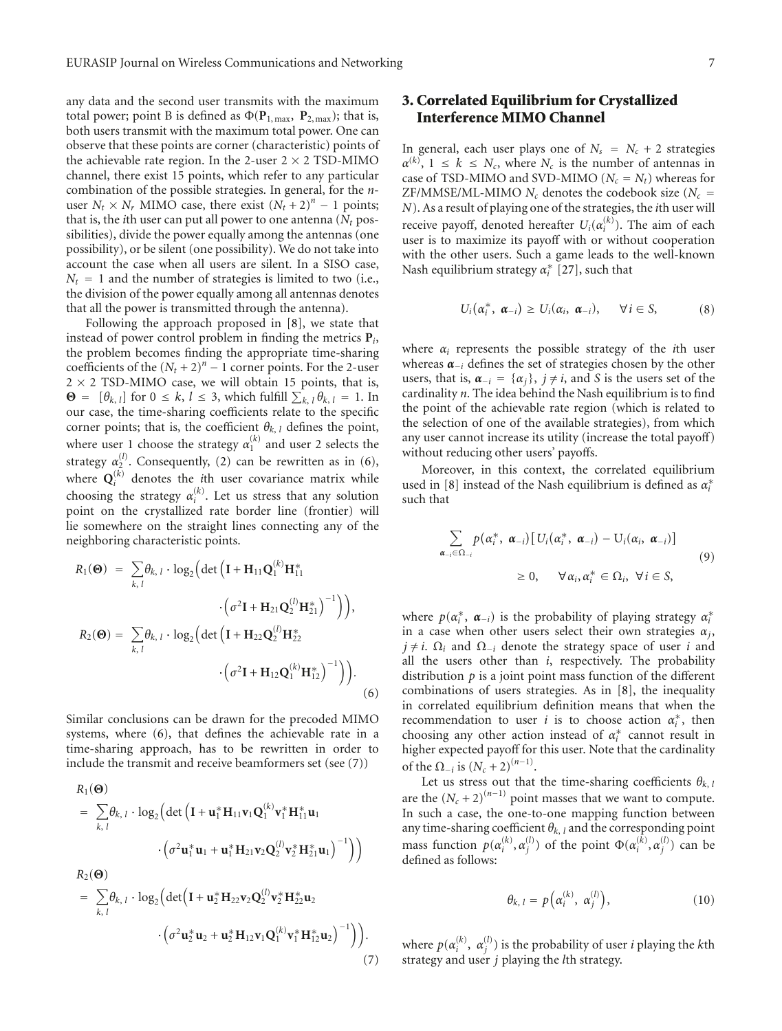any data and the second user transmits with the maximum total power; point B is defined as $\Phi(\mathbf{P}_{1,\max}, \mathbf{P}_{2,\max})$; that is, both users transmit with the maximum total power. One can observe that these points are corner (characteristic) points of the achievable rate region. In the 2-user $2 \times 2$ TSD-MIMO channel, there exist 15 points, which refer to any particular combination of the possible strategies. In general, for the $n$-user $N_t \times N_r$ MIMO case, there exist $(N_t + 2)^n - 1$ points; that is, the $i$th user can put all power to one antenna ($N_t$ possibilities), divide the power equally among the antennas (one possibility), or be silent (one possibility). We do not take into account the case when all users are silent. In a SISO case, $N_t = 1$ and the number of strategies is limited to two (i.e., the division of the power equally among all antennas denotes that all the power is transmitted through the antenna).

Following the approach proposed in [8], we state that instead of power control problem in finding the metrics $\mathbf{P}_i$, the problem becomes finding the appropriate time-sharing coefficients of the $(N_t + 2)^n - 1$ corner points. For the 2-user $2 \times 2$ TSD-MIMO case, we will obtain 15 points, that is, $\mathbf{\Theta} = [\theta_{k,l}]$ for $0 \le k, l \le 3$, which fulfill $\sum_{k,l} \theta_{k,l} = 1$. In our case, the time-sharing coefficients relate to the specific corner points; that is, the coefficient $\theta_{k,l}$ defines the point, where user 1 choose the strategy $\alpha_1^{(k)}$ and user 2 selects the strategy $\alpha_2^{(l)}$. Consequently, (2) can be rewritten as in (6), where $\mathbf{Q}_i^{(k)}$ denotes the $i$th user covariance matrix while choosing the strategy $\alpha_i^{(k)}$. Let us stress that any solution point on the crystallized rate border line (frontier) will lie somewhere on the straight lines connecting any of the neighboring characteristic points.

$$
\begin{aligned}
R_1(\mathbf{\Theta}) &= \sum_{k,l} \theta_{k,l} \cdot \log_2\Big(\det\Big(\mathbf{I} + \mathbf{H}_{11}\mathbf{Q}_1^{(k)}\mathbf{H}_{11}^* \\
&\qquad \cdot \big(\sigma^2\mathbf{I} + \mathbf{H}_{21}\mathbf{Q}_2^{(l)}\mathbf{H}_{21}^*\big)^{-1}\Big)\Big), \\
R_2(\mathbf{\Theta}) &= \sum_{k,l} \theta_{k,l} \cdot \log_2\Big(\det\Big(\mathbf{I} + \mathbf{H}_{22}\mathbf{Q}_2^{(l)}\mathbf{H}_{22}^* \\
&\qquad \cdot \big(\sigma^2\mathbf{I} + \mathbf{H}_{12}\mathbf{Q}_1^{(k)}\mathbf{H}_{12}^*\big)^{-1}\Big)\Big).
\end{aligned} \tag{6}
$$

Similar conclusions can be drawn for the precoded MIMO systems, where (6), that defines the achievable rate in a time-sharing approach, has to be rewritten in order to include the transmit and receive beamformers set (see (7))

$$
\begin{aligned}
&R_1(\mathbf{\Theta}) \\
&= \sum_{k,l} \theta_{k,l} \cdot \log_2\Big(\det\Big(\mathbf{I} + \mathbf{u}_1^*\mathbf{H}_{11}\mathbf{v}_1\mathbf{Q}_1^{(k)}\mathbf{v}_1^*\mathbf{H}_{11}^*\mathbf{u}_1 \\
&\qquad \cdot \big(\sigma^2\mathbf{u}_1^*\mathbf{u}_1 + \mathbf{u}_1^*\mathbf{H}_{21}\mathbf{v}_2\mathbf{Q}_2^{(l)}\mathbf{v}_2^*\mathbf{H}_{21}^*\mathbf{u}_1\big)^{-1}\Big)\Big) \\
&R_2(\mathbf{\Theta}) \\
&= \sum_{k,l} \theta_{k,l} \cdot \log_2\Big(\det\Big(\mathbf{I} + \mathbf{u}_2^*\mathbf{H}_{22}\mathbf{v}_2\mathbf{Q}_2^{(l)}\mathbf{v}_2^*\mathbf{H}_{22}^*\mathbf{u}_2 \\
&\qquad \cdot \big(\sigma^2\mathbf{u}_2^*\mathbf{u}_2 + \mathbf{u}_2^*\mathbf{H}_{12}\mathbf{v}_1\mathbf{Q}_1^{(k)}\mathbf{v}_1^*\mathbf{H}_{12}^*\mathbf{u}_2\big)^{-1}\Big)\Big).
\end{aligned} \tag{7}
$$

## 3. Correlated Equilibrium for Crystallized Interference MIMO Channel

In general, each user plays one of $N_s = N_c + 2$ strategies $\alpha^{(k)}$, $1 \le k \le N_c$, where $N_c$ is the number of antennas in case of TSD-MIMO and SVD-MIMO ($N_c = N_t$) whereas for ZF/MMSE/ML-MIMO $N_c$ denotes the codebook size ($N_c = N$). As a result of playing one of the strategies, the $i$th user will receive payoff, denoted hereafter $U_i(\alpha_i^{(k)})$. The aim of each user is to maximize its payoff with or without cooperation with the other users. Such a game leads to the well-known Nash equilibrium strategy $\alpha_i^*$ [27], such that

$$
U_i(\alpha_i^*, \boldsymbol{\alpha}_{-i}) \ge U_i(\alpha_i, \boldsymbol{\alpha}_{-i}), \qquad \forall i \in S, \tag{8}
$$

where $\alpha_i$ represents the possible strategy of the $i$th user whereas $\boldsymbol{\alpha}_{-i}$ defines the set of strategies chosen by the other users, that is, $\boldsymbol{\alpha}_{-i} = \{\alpha_j\}$, $j \ne i$, and $S$ is the users set of the cardinality $n$. The idea behind the Nash equilibrium is to find the point of the achievable rate region (which is related to the selection of one of the available strategies), from which any user cannot increase its utility (increase the total payoff) without reducing other users' payoffs.

Moreover, in this context, the correlated equilibrium used in [8] instead of the Nash equilibrium is defined as $\alpha_i^*$ such that

$$
\begin{aligned}
\sum_{\boldsymbol{\alpha}_{-i} \in \Omega_{-i}} p(\alpha_i^*, \boldsymbol{\alpha}_{-i})\big[U_i(\alpha_i^*, \boldsymbol{\alpha}_{-i}) - U_i(\alpha_i, \boldsymbol{\alpha}_{-i})\big] \\
\ge 0, \qquad \forall \alpha_i, \alpha_i^* \in \Omega_i, \ \forall i \in S,
\end{aligned} \tag{9}
$$

where $p(\alpha_i^*, \boldsymbol{\alpha}_{-i})$ is the probability of playing strategy $\alpha_i^*$ in a case when other users select their own strategies $\alpha_j$, $j \ne i$. $\Omega_i$ and $\Omega_{-i}$ denote the strategy space of user $i$ and all the users other than $i$, respectively. The probability distribution $p$ is a joint point mass function of the different combinations of users strategies. As in [8], the inequality in correlated equilibrium definition means that when the recommendation to user $i$ is to choose action $\alpha_i^*$, then choosing any other action instead of $\alpha_i^*$ cannot result in higher expected payoff for this user. Note that the cardinality of the $\Omega_{-i}$ is $(N_c + 2)^{(n-1)}$.

Let us stress out that the time-sharing coefficients $\theta_{k,l}$ are the $(N_c + 2)^{(n-1)}$ point masses that we want to compute. In such a case, the one-to-one mapping function between any time-sharing coefficient $\theta_{k,l}$ and the corresponding point mass function $p(\alpha_i^{(k)}, \alpha_j^{(l)})$ of the point $\Phi(\alpha_i^{(k)}, \alpha_j^{(l)})$ can be defined as follows:

$$
\theta_{k,l} = p\big(\alpha_i^{(k)}, \alpha_j^{(l)}\big), \tag{10}
$$

where $p(\alpha_i^{(k)}, \alpha_j^{(l)})$ is the probability of user $i$ playing the $k$th strategy and user $j$ playing the $l$th strategy.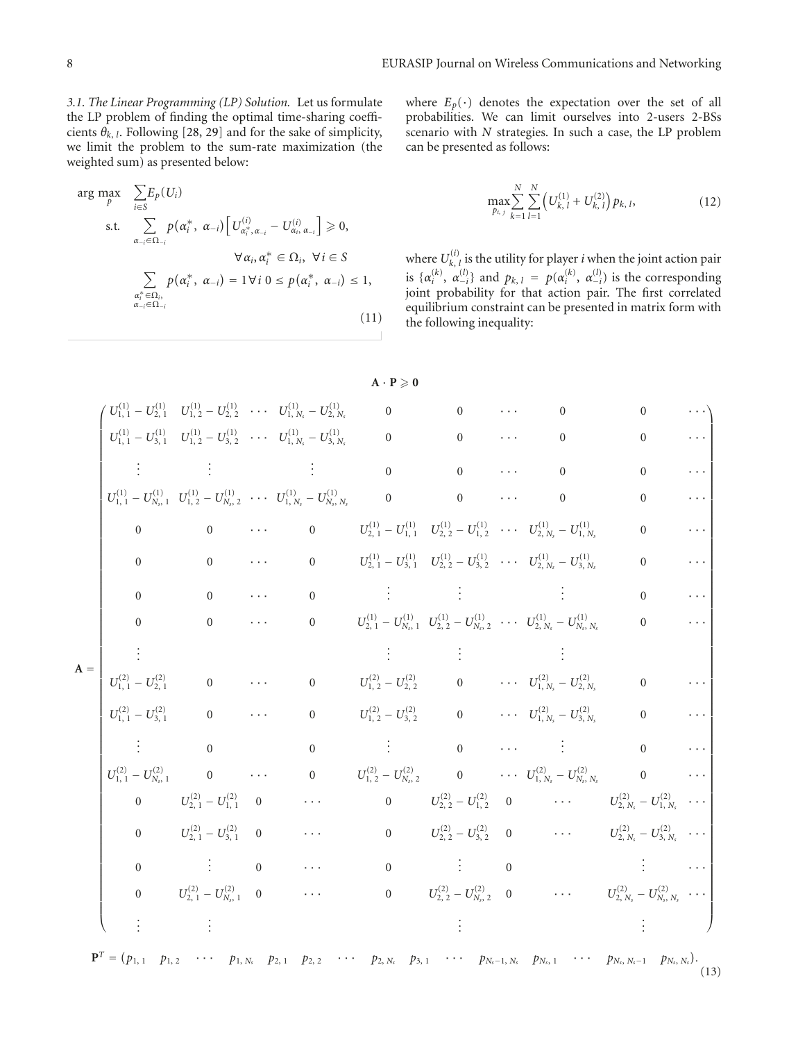*3.1. The Linear Programming (LP) Solution.* Let us formulate the LP problem of finding the optimal time-sharing coefficients $\theta_{k,l}$. Following [28, 29] and for the sake of simplicity, we limit the problem to the sum-rate maximization (the weighted sum) as presented below:

$$
\begin{aligned}
\arg\max_{p} \quad & \sum_{i \in S} E_p(U_i) \\
\text{s.t.} \quad & \sum_{\alpha_{-i} \in \Omega_{-i}} p(\alpha_i^*, \alpha_{-i}) \left[ U^{(i)}_{\alpha_i^*, \alpha_{-i}} - U^{(i)}_{\alpha_i, \alpha_{-i}} \right] \geqslant 0, \\
& \qquad \forall \alpha_i, \alpha_i^* \in \Omega_i, \ \forall i \in S \\
& \sum_{\substack{\alpha_i^* \in \Omega_i, \\ \alpha_{-i} \in \Omega_{-i}}} p(\alpha_i^*, \alpha_{-i}) = 1 \forall i \ 0 \leq p(\alpha_i^*, \alpha_{-i}) \leq 1,
\end{aligned}
\tag{11}
$$

where $E_p(\cdot)$ denotes the expectation over the set of all probabilities. We can limit ourselves into 2-users 2-BSs scenario with $N$ strategies. In such a case, the LP problem can be presented as follows:

$$
\max_{p_{i,j}} \sum_{k=1}^{N} \sum_{l=1}^{N} \left( U^{(1)}_{k,l} + U^{(2)}_{k,l} \right) p_{k,l}, \tag{12}
$$

where $U^{(i)}_{k,l}$ is the utility for player $i$ when the joint action pair is $\{\alpha_i^{(k)}, \alpha_{-i}^{(l)}\}$ and $p_{k,l} = p(\alpha_i^{(k)}, \alpha_{-i}^{(l)})$ is the corresponding joint probability for that action pair. The first correlated equilibrium constraint can be presented in matrix form with the following inequality:

$$
\mathbf{A} \cdot \mathbf{P} \geqslant \mathbf{0}
$$

$$
\mathbf{A} = \begin{pmatrix}
U^{(1)}_{1,1} - U^{(1)}_{2,1} & U^{(1)}_{1,2} - U^{(1)}_{2,2} & \cdots & U^{(1)}_{1,N_s} - U^{(1)}_{2,N_s} & 0 & 0 & \cdots & 0 & 0 & \cdots \\
U^{(1)}_{1,1} - U^{(1)}_{3,1} & U^{(1)}_{1,2} - U^{(1)}_{3,2} & \cdots & U^{(1)}_{1,N_s} - U^{(1)}_{3,N_s} & 0 & 0 & \cdots & 0 & 0 & \cdots \\
\vdots & \vdots & & \vdots & 0 & 0 & \cdots & 0 & 0 & \cdots \\
U^{(1)}_{1,1} - U^{(1)}_{N_s,1} & U^{(1)}_{1,2} - U^{(1)}_{N_s,2} & \cdots & U^{(1)}_{1,N_s} - U^{(1)}_{N_s,N_s} & 0 & 0 & \cdots & 0 & 0 & \cdots \\
0 & 0 & \cdots & 0 & U^{(1)}_{2,1} - U^{(1)}_{1,1} & U^{(1)}_{2,2} - U^{(1)}_{1,2} & \cdots & U^{(1)}_{2,N_s} - U^{(1)}_{1,N_s} & 0 & \cdots \\
0 & 0 & \cdots & 0 & U^{(1)}_{2,1} - U^{(1)}_{3,1} & U^{(1)}_{2,2} - U^{(1)}_{3,2} & \cdots & U^{(1)}_{2,N_s} - U^{(1)}_{3,N_s} & 0 & \cdots \\
0 & 0 & \cdots & 0 & \vdots & \vdots & & \vdots & 0 & \cdots \\
0 & 0 & \cdots & 0 & U^{(1)}_{2,1} - U^{(1)}_{N_s,1} & U^{(1)}_{2,2} - U^{(1)}_{N_s,2} & \cdots & U^{(1)}_{2,N_s} - U^{(1)}_{N_s,N_s} & 0 & \cdots \\
\vdots & & & & \vdots & \vdots & & \vdots & & \\
U^{(2)}_{1,1} - U^{(2)}_{2,1} & 0 & \cdots & 0 & U^{(2)}_{1,2} - U^{(2)}_{2,2} & 0 & \cdots & U^{(2)}_{1,N_s} - U^{(2)}_{2,N_s} & 0 & \cdots \\
U^{(2)}_{1,1} - U^{(2)}_{3,1} & 0 & \cdots & 0 & U^{(2)}_{1,2} - U^{(2)}_{3,2} & 0 & \cdots & U^{(2)}_{1,N_s} - U^{(2)}_{3,N_s} & 0 & \cdots \\
\vdots & 0 & & 0 & \vdots & 0 & \cdots & \vdots & 0 & \cdots \\
U^{(2)}_{1,1} - U^{(2)}_{N_s,1} & 0 & \cdots & 0 & U^{(2)}_{1,2} - U^{(2)}_{N_s,2} & 0 & \cdots & U^{(2)}_{1,N_s} - U^{(2)}_{N_s,N_s} & 0 & \cdots \\
0 & U^{(2)}_{2,1} - U^{(2)}_{1,1} & 0 & \cdots & 0 & U^{(2)}_{2,2} - U^{(2)}_{1,2} & 0 & \cdots & U^{(2)}_{2,N_s} - U^{(2)}_{1,N_s} & \cdots \\
0 & U^{(2)}_{2,1} - U^{(2)}_{3,1} & 0 & \cdots & 0 & U^{(2)}_{2,2} - U^{(2)}_{3,2} & 0 & \cdots & U^{(2)}_{2,N_s} - U^{(2)}_{3,N_s} & \cdots \\
0 & \vdots & 0 & \cdots & 0 & \vdots & 0 & & \vdots & \cdots \\
0 & U^{(2)}_{2,1} - U^{(2)}_{N_s,1} & 0 & \cdots & 0 & U^{(2)}_{2,2} - U^{(2)}_{N_s,2} & 0 & \cdots & U^{(2)}_{2,N_s} - U^{(2)}_{N_s,N_s} & \cdots \\
\vdots & \vdots & & & & \vdots & & & \vdots &
\end{pmatrix}
$$

$$
\mathbf{P}^T = \begin{pmatrix} p_{1,1} & p_{1,2} & \cdots & p_{1,N_s} & p_{2,1} & p_{2,2} & \cdots & p_{2,N_s} & p_{3,1} & \cdots & p_{N_s-1,N_s} & p_{N_s,1} & \cdots & p_{N_s,N_s-1} & p_{N_s,N_s} \end{pmatrix}. \tag{13}
$$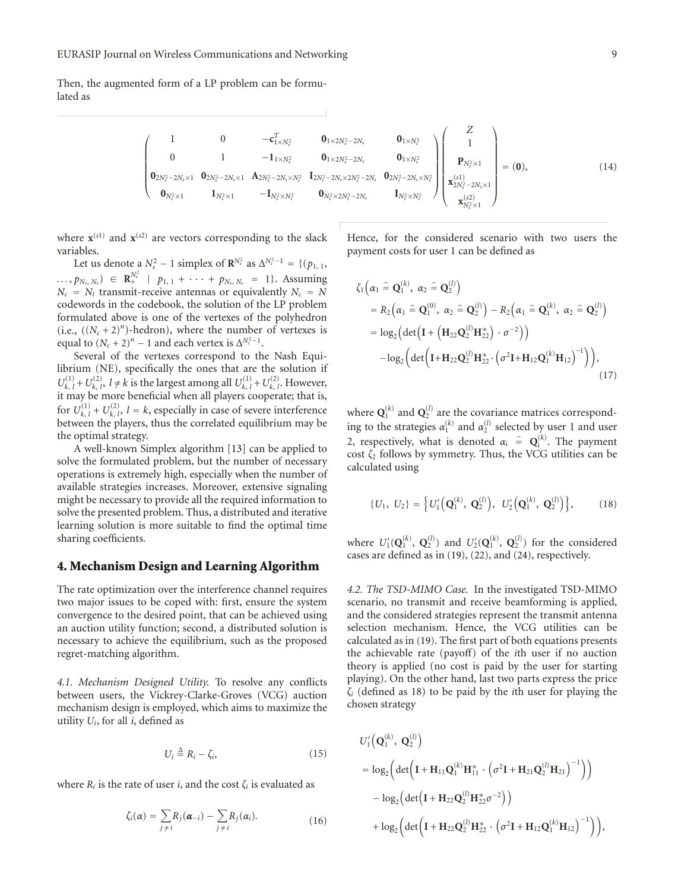Then, the augmented form of a LP problem can be formulated as

$$\begin{pmatrix} 1 & 0 & -\mathbf{c}^T_{1\times N_s^2} & \mathbf{0}_{1\times 2N_s^2-2N_s} & \mathbf{0}_{1\times N_s^2} \\ 0 & 1 & -\mathbf{1}_{1\times N_s^2} & \mathbf{0}_{1\times 2N_s^2-2N_s} & \mathbf{0}_{1\times N_s^2} \\ \mathbf{0}_{2N_s^2-2N_s\times 1} & \mathbf{0}_{2N_s^2-2N_s\times 1} & \mathbf{A}_{2N_s^2-2N_s\times N_s^2} & \mathbf{I}_{2N_s^2-2N_s\times 2N_s^2-2N_s} & \mathbf{0}_{2N_s^2-2N_s\times N_s^2} \\ \mathbf{0}_{N_s^2\times 1} & \mathbf{1}_{N_s^2\times 1} & -\mathbf{I}_{N_s^2\times N_s^2} & \mathbf{0}_{N_s^2\times 2N_s^2-2N_s} & \mathbf{I}_{N_s^2\times N_s^2} \end{pmatrix} \begin{pmatrix} Z \\ 1 \\ \mathbf{P}_{N_s^2\times 1} \\ \mathbf{x}^{(s1)}_{2N_s^2-2N_s\times 1} \\ \mathbf{x}^{(s2)}_{N_s^2\times 1} \end{pmatrix} = (\mathbf{0}), \tag{14}$$

where $\mathbf{x}^{(s1)}$ and $\mathbf{x}^{(s2)}$ are vectors corresponding to the slack variables.

Let us denote a $N_s^2-1$ simplex of $\mathbf{R}^{N_s^2}$ as $\Delta^{N_s^2-1} = \{(p_{1,1}, \dots, p_{N_s,N_s}) \in \mathbf{R}_+^{N_s^2} \mid p_{1,1} + \cdots + p_{N_s,N_s} = 1\}$. Assuming $N_c = N_t$ transmit-receive antennas or equivalently $N_c = N$ codewords in the codebook, the solution of the LP problem formulated above is one of the vertexes of the polyhedron (i.e., $((N_c+2)^n)$-hedron), where the number of vertexes is equal to $(N_c+2)^n - 1$ and each vertex is $\Delta^{N_s^2-1}$.

Several of the vertexes correspond to the Nash Equilibrium (NE), specifically the ones that are the solution if $U^{(1)}_{k,l} + U^{(2)}_{k,l}$, $l \neq k$ is the largest among all $U^{(1)}_{k,l} + U^{(2)}_{k,l}$. However, it may be more beneficial when all players cooperate; that is, for $U^{(1)}_{k,l} + U^{(2)}_{k,l}$, $l = k$, especially in case of severe interference between the players, thus the correlated equilibrium may be the optimal strategy.

A well-known Simplex algorithm [13] can be applied to solve the formulated problem, but the number of necessary operations is extremely high, especially when the number of available strategies increases. Moreover, extensive signaling might be necessary to provide all the required information to solve the presented problem. Thus, a distributed and iterative learning solution is more suitable to find the optimal time sharing coefficients.

## 4. Mechanism Design and Learning Algorithm

The rate optimization over the interference channel requires two major issues to be coped with: first, ensure the system convergence to the desired point, that can be achieved using an auction utility function; second, a distributed solution is necessary to achieve the equilibrium, such as the proposed regret-matching algorithm.

*4.1. Mechanism Designed Utility.* To resolve any conflicts between users, the Vickrey-Clarke-Groves (VCG) auction mechanism design is employed, which aims to maximize the utility $U_i$, for all $i$, defined as

$$U_i \triangleq R_i - \zeta_i, \tag{15}$$

where $R_i$ is the rate of user $i$, and the cost $\zeta_i$ is evaluated as

$$\zeta_i(\alpha) = \sum_{j\neq i} R_j(\boldsymbol{\alpha}_{-i}) - \sum_{j\neq i} R_j(\alpha_i). \tag{16}$$

Hence, for the considered scenario with two users the payment costs for user 1 can be defined as

$$\begin{aligned} \zeta_1\left(\alpha_1 \mathrel{\hat{=}} \mathbf{Q}_1^{(k)},\ \alpha_2 \mathrel{\hat{=}} \mathbf{Q}_2^{(l)}\right) &= R_2\left(\alpha_1 \mathrel{\hat{=}} \mathbf{Q}_1^{(0)},\ \alpha_2 \mathrel{\hat{=}} \mathbf{Q}_2^{(l)}\right) - R_2\left(\alpha_1 \mathrel{\hat{=}} \mathbf{Q}_1^{(k)},\ \alpha_2 \mathrel{\hat{=}} \mathbf{Q}_2^{(l)}\right) \\ &= \log_2\left(\det\left(\mathbf{I} + \left(\mathbf{H}_{22}\mathbf{Q}_2^{(l)}\mathbf{H}_{22}^*\right)\cdot\sigma^{-2}\right)\right) \\ &\quad - \log_2\left(\det\left(\mathbf{I} + \mathbf{H}_{22}\mathbf{Q}_2^{(l)}\mathbf{H}_{22}^*\cdot\left(\sigma^2\mathbf{I} + \mathbf{H}_{12}\mathbf{Q}_1^{(k)}\mathbf{H}_{12}\right)^{-1}\right)\right), \end{aligned} \tag{17}$$

where $\mathbf{Q}_1^{(k)}$ and $\mathbf{Q}_2^{(l)}$ are the covariance matrices corresponding to the strategies $\alpha_1^{(k)}$ and $\alpha_2^{(l)}$ selected by user 1 and user 2, respectively, what is denoted $\alpha_i \mathrel{\hat{=}} \mathbf{Q}_i^{(k)}$. The payment cost $\zeta_2$ follows by symmetry. Thus, the VCG utilities can be calculated using

$$\{U_1,\ U_2\} = \left\{U_1'\left(\mathbf{Q}_1^{(k)},\ \mathbf{Q}_2^{(l)}\right),\ U_2'\left(\mathbf{Q}_1^{(k)},\ \mathbf{Q}_2^{(l)}\right)\right\}, \tag{18}$$

where $U_1'(\mathbf{Q}_1^{(k)}, \mathbf{Q}_2^{(l)})$ and $U_2'(\mathbf{Q}_1^{(k)}, \mathbf{Q}_2^{(l)})$ for the considered cases are defined as in (19), (22), and (24), respectively.

*4.2. The TSD-MIMO Case.* In the investigated TSD-MIMO scenario, no transmit and receive beamforming is applied, and the considered strategies represent the transmit antenna selection mechanism. Hence, the VCG utilities can be calculated as in (19). The first part of both equations presents the achievable rate (payoff) of the $i$th user if no auction theory is applied (no cost is paid by the user for starting playing). On the other hand, last two parts express the price $\zeta_i$ (defined as 18) to be paid by the $i$th user for playing the chosen strategy

$$\begin{aligned} &U_1'\left(\mathbf{Q}_1^{(k)},\ \mathbf{Q}_2^{(l)}\right) \\ &= \log_2\left(\det\left(\mathbf{I} + \mathbf{H}_{11}\mathbf{Q}_1^{(k)}\mathbf{H}_{11}^*\cdot\left(\sigma^2\mathbf{I} + \mathbf{H}_{21}\mathbf{Q}_2^{(l)}\mathbf{H}_{21}\right)^{-1}\right)\right) \\ &\quad - \log_2\left(\det\left(\mathbf{I} + \mathbf{H}_{22}\mathbf{Q}_2^{(l)}\mathbf{H}_{22}^*\sigma^{-2}\right)\right) \\ &\quad + \log_2\left(\det\left(\mathbf{I} + \mathbf{H}_{22}\mathbf{Q}_2^{(l)}\mathbf{H}_{22}^*\cdot\left(\sigma^2\mathbf{I} + \mathbf{H}_{12}\mathbf{Q}_1^{(k)}\mathbf{H}_{12}\right)^{-1}\right)\right), \end{aligned}$$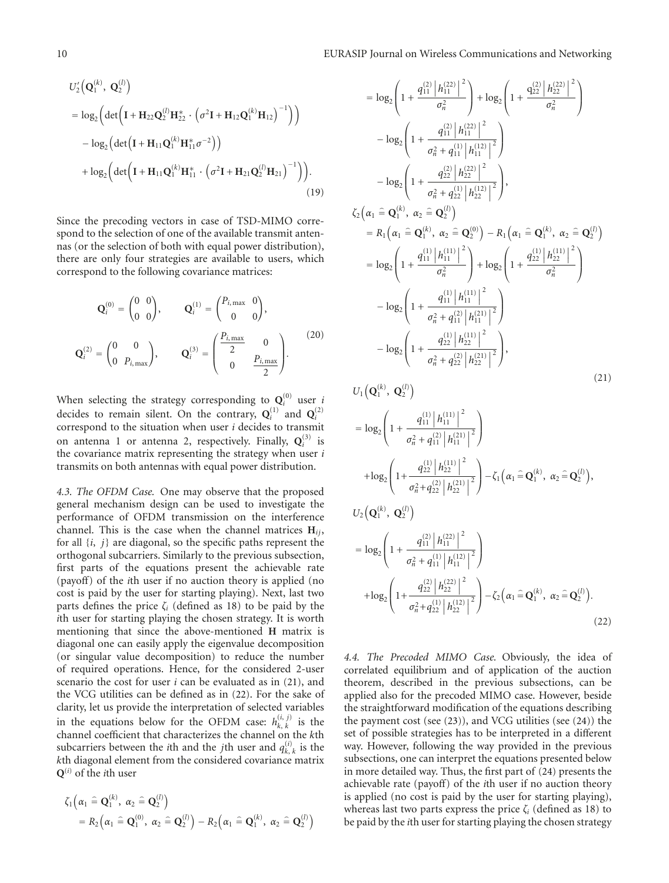$$
\begin{aligned}
&U_2'\left(\mathbf{Q}_1^{(k)}, \mathbf{Q}_2^{(l)}\right) \\
&= \log_2\left(\det\left(\mathbf{I} + \mathbf{H}_{22}\mathbf{Q}_2^{(l)}\mathbf{H}_{22}^* \cdot \left(\sigma^2\mathbf{I} + \mathbf{H}_{12}\mathbf{Q}_1^{(k)}\mathbf{H}_{12}\right)^{-1}\right)\right) \\
&\quad - \log_2\left(\det\left(\mathbf{I} + \mathbf{H}_{11}\mathbf{Q}_1^{(k)}\mathbf{H}_{11}^*\sigma^{-2}\right)\right) \\
&\quad + \log_2\left(\det\left(\mathbf{I} + \mathbf{H}_{11}\mathbf{Q}_1^{(k)}\mathbf{H}_{11}^* \cdot \left(\sigma^2\mathbf{I} + \mathbf{H}_{21}\mathbf{Q}_2^{(l)}\mathbf{H}_{21}\right)^{-1}\right)\right).
\end{aligned}
\tag{19}
$$

Since the precoding vectors in case of TSD-MIMO correspond to the selection of one of the available transmit antennas (or the selection of both with equal power distribution), there are only four strategies are available to users, which correspond to the following covariance matrices:

$$
\mathbf{Q}_i^{(0)} = \begin{pmatrix} 0 & 0 \\ 0 & 0 \end{pmatrix}, \qquad \mathbf{Q}_i^{(1)} = \begin{pmatrix} P_{i,\max} & 0 \\ 0 & 0 \end{pmatrix},
$$
$$
\mathbf{Q}_i^{(2)} = \begin{pmatrix} 0 & 0 \\ 0 & P_{i,\max} \end{pmatrix}, \qquad \mathbf{Q}_i^{(3)} = \begin{pmatrix} \frac{P_{i,\max}}{2} & 0 \\ 0 & \frac{P_{i,\max}}{2} \end{pmatrix}.
\tag{20}
$$

When selecting the strategy corresponding to $\mathbf{Q}_i^{(0)}$ user $i$ decides to remain silent. On the contrary, $\mathbf{Q}_i^{(1)}$ and $\mathbf{Q}_i^{(2)}$ correspond to the situation when user $i$ decides to transmit on antenna 1 or antenna 2, respectively. Finally, $\mathbf{Q}_i^{(3)}$ is the covariance matrix representing the strategy when user $i$ transmits on both antennas with equal power distribution.

*4.3. The OFDM Case.* One may observe that the proposed general mechanism design can be used to investigate the performance of OFDM transmission on the interference channel. This is the case when the channel matrices $\mathbf{H}_{ij}$, for all $\{i, j\}$ are diagonal, so the specific paths represent the orthogonal subcarriers. Similarly to the previous subsection, first parts of the equations present the achievable rate (payoff) of the $i$th user if no auction theory is applied (no cost is paid by the user for starting playing). Next, last two parts defines the price $\zeta_i$ (defined as 18) to be paid by the $i$th user for starting playing the chosen strategy. It is worth mentioning that since the above-mentioned $\mathbf{H}$ matrix is diagonal one can easily apply the eigenvalue decomposition (or singular value decomposition) to reduce the number of required operations. Hence, for the considered 2-user scenario the cost for user $i$ can be evaluated as in (21), and the VCG utilities can be defined as in (22). For the sake of clarity, let us provide the interpretation of selected variables in the equations below for the OFDM case: $h_{k,k}^{(i,j)}$ is the channel coefficient that characterizes the channel on the $k$th subcarriers between the $i$th and the $j$th user and $q_{k,k}^{(i)}$ is the $k$th diagonal element from the considered covariance matrix $\mathbf{Q}^{(i)}$ of the $i$th user

$$
\begin{aligned}
&\zeta_1\left(\alpha_1 \,\widehat{=}\, \mathbf{Q}_1^{(k)}, \alpha_2 \,\widehat{=}\, \mathbf{Q}_2^{(l)}\right) \\
&= R_2\left(\alpha_1 \,\widehat{=}\, \mathbf{Q}_1^{(0)}, \alpha_2 \,\widehat{=}\, \mathbf{Q}_2^{(l)}\right) - R_2\left(\alpha_1 \,\widehat{=}\, \mathbf{Q}_1^{(k)}, \alpha_2 \,\widehat{=}\, \mathbf{Q}_2^{(l)}\right) \\
&= \log_2\left(1 + \frac{q_{11}^{(2)}\left|h_{11}^{(22)}\right|^2}{\sigma_n^2}\right) + \log_2\left(1 + \frac{q_{22}^{(2)}\left|h_{22}^{(22)}\right|^2}{\sigma_n^2}\right) \\
&\quad - \log_2\left(1 + \frac{q_{11}^{(2)}\left|h_{11}^{(22)}\right|^2}{\sigma_n^2 + q_{11}^{(1)}\left|h_{11}^{(12)}\right|^2}\right) \\
&\quad - \log_2\left(1 + \frac{q_{22}^{(2)}\left|h_{22}^{(22)}\right|^2}{\sigma_n^2 + q_{22}^{(1)}\left|h_{22}^{(12)}\right|^2}\right), \\
&\zeta_2\left(\alpha_1 \,\widehat{=}\, \mathbf{Q}_1^{(k)}, \alpha_2 \,\widehat{=}\, \mathbf{Q}_2^{(l)}\right) \\
&= R_1\left(\alpha_1 \,\widehat{=}\, \mathbf{Q}_1^{(k)}, \alpha_2 \,\widehat{=}\, \mathbf{Q}_2^{(0)}\right) - R_1\left(\alpha_1 \,\widehat{=}\, \mathbf{Q}_1^{(k)}, \alpha_2 \,\widehat{=}\, \mathbf{Q}_2^{(l)}\right) \\
&= \log_2\left(1 + \frac{q_{11}^{(1)}\left|h_{11}^{(11)}\right|^2}{\sigma_n^2}\right) + \log_2\left(1 + \frac{q_{22}^{(1)}\left|h_{22}^{(11)}\right|^2}{\sigma_n^2}\right) \\
&\quad - \log_2\left(1 + \frac{q_{11}^{(1)}\left|h_{11}^{(11)}\right|^2}{\sigma_n^2 + q_{11}^{(2)}\left|h_{11}^{(21)}\right|^2}\right) \\
&\quad - \log_2\left(1 + \frac{q_{22}^{(1)}\left|h_{22}^{(11)}\right|^2}{\sigma_n^2 + q_{22}^{(2)}\left|h_{22}^{(21)}\right|^2}\right),
\end{aligned}
\tag{21}
$$

$$
\begin{aligned}
&U_1\left(\mathbf{Q}_1^{(k)}, \mathbf{Q}_2^{(l)}\right) \\
&= \log_2\left(1 + \frac{q_{11}^{(1)}\left|h_{11}^{(11)}\right|^2}{\sigma_n^2 + q_{11}^{(2)}\left|h_{11}^{(21)}\right|^2}\right) \\
&\quad + \log_2\left(1 + \frac{q_{22}^{(1)}\left|h_{22}^{(11)}\right|^2}{\sigma_n^2 + q_{22}^{(2)}\left|h_{22}^{(21)}\right|^2}\right) - \zeta_1\left(\alpha_1 \,\widehat{=}\, \mathbf{Q}_1^{(k)}, \alpha_2 \,\widehat{=}\, \mathbf{Q}_2^{(l)}\right), \\
&U_2\left(\mathbf{Q}_1^{(k)}, \mathbf{Q}_2^{(l)}\right) \\
&= \log_2\left(1 + \frac{q_{11}^{(2)}\left|h_{11}^{(22)}\right|^2}{\sigma_n^2 + q_{11}^{(1)}\left|h_{11}^{(12)}\right|^2}\right) \\
&\quad + \log_2\left(1 + \frac{q_{22}^{(2)}\left|h_{22}^{(22)}\right|^2}{\sigma_n^2 + q_{22}^{(1)}\left|h_{22}^{(12)}\right|^2}\right) - \zeta_2\left(\alpha_1 \,\widehat{=}\, \mathbf{Q}_1^{(k)}, \alpha_2 \,\widehat{=}\, \mathbf{Q}_2^{(l)}\right).
\end{aligned}
\tag{22}
$$

*4.4. The Precoded MIMO Case.* Obviously, the idea of correlated equilibrium and of application of the auction theorem, described in the previous subsections, can be applied also for the precoded MIMO case. However, beside the straightforward modification of the equations describing the payment cost (see (23)), and VCG utilities (see (24)) the set of possible strategies has to be interpreted in a different way. However, following the way provided in the previous subsections, one can interpret the equations presented below in more detailed way. Thus, the first part of (24) presents the achievable rate (payoff) of the $i$th user if no auction theory is applied (no cost is paid by the user for starting playing), whereas last two parts express the price $\zeta_i$ (defined as 18) to be paid by the $i$th user for starting playing the chosen strategy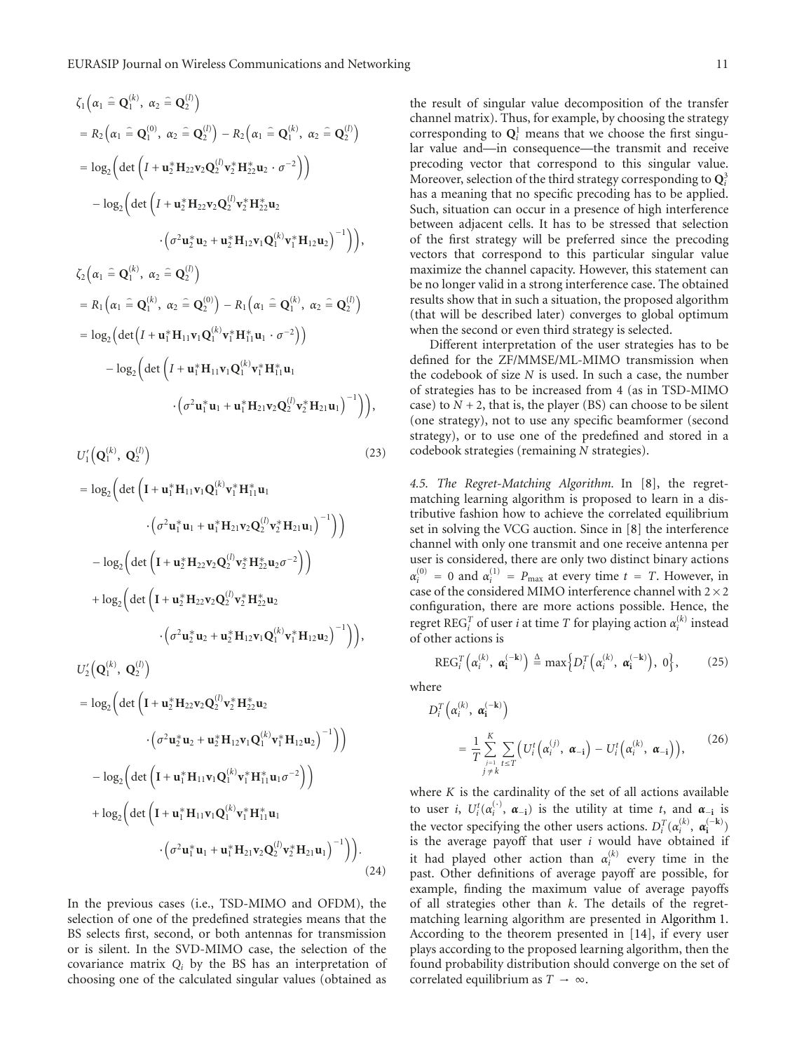$$
\begin{aligned}
&\zeta_1\left(\alpha_1 \mathrel{\widehat{=}} \mathbf{Q}_1^{(k)},\ \alpha_2 \mathrel{\widehat{=}} \mathbf{Q}_2^{(l)}\right) \\
&= R_2\left(\alpha_1 \mathrel{\widehat{=}} \mathbf{Q}_1^{(0)},\ \alpha_2 \mathrel{\widehat{=}} \mathbf{Q}_2^{(l)}\right) - R_2\left(\alpha_1 \mathrel{\widehat{=}} \mathbf{Q}_1^{(k)},\ \alpha_2 \mathrel{\widehat{=}} \mathbf{Q}_2^{(l)}\right) \\
&= \log_2\left(\det\left(I + \mathbf{u}_2^*\mathbf{H}_{22}\mathbf{v}_2\mathbf{Q}_2^{(l)}\mathbf{v}_2^*\mathbf{H}_{22}^*\mathbf{u}_2 \cdot \sigma^{-2}\right)\right) \\
&\quad - \log_2\left(\det\left(I + \mathbf{u}_2^*\mathbf{H}_{22}\mathbf{v}_2\mathbf{Q}_2^{(l)}\mathbf{v}_2^*\mathbf{H}_{22}^*\mathbf{u}_2 \right.\right. \\
&\qquad\qquad \left.\left. \cdot \left(\sigma^2\mathbf{u}_2^*\mathbf{u}_2 + \mathbf{u}_2^*\mathbf{H}_{12}\mathbf{v}_1\mathbf{Q}_1^{(k)}\mathbf{v}_1^*\mathbf{H}_{12}\mathbf{u}_2\right)^{-1}\right)\right), \\
&\zeta_2\left(\alpha_1 \mathrel{\widehat{=}} \mathbf{Q}_1^{(k)},\ \alpha_2 \mathrel{\widehat{=}} \mathbf{Q}_2^{(l)}\right) \\
&= R_1\left(\alpha_1 \mathrel{\widehat{=}} \mathbf{Q}_1^{(k)},\ \alpha_2 \mathrel{\widehat{=}} \mathbf{Q}_2^{(0)}\right) - R_1\left(\alpha_1 \mathrel{\widehat{=}} \mathbf{Q}_1^{(k)},\ \alpha_2 \mathrel{\widehat{=}} \mathbf{Q}_2^{(l)}\right) \\
&= \log_2\left(\det\left(I + \mathbf{u}_1^*\mathbf{H}_{11}\mathbf{v}_1\mathbf{Q}_1^{(k)}\mathbf{v}_1^*\mathbf{H}_{11}^*\mathbf{u}_1 \cdot \sigma^{-2}\right)\right) \\
&\quad - \log_2\left(\det\left(I + \mathbf{u}_1^*\mathbf{H}_{11}\mathbf{v}_1\mathbf{Q}_1^{(k)}\mathbf{v}_1^*\mathbf{H}_{11}^*\mathbf{u}_1 \right.\right. \\
&\qquad\qquad \left.\left. \cdot \left(\sigma^2\mathbf{u}_1^*\mathbf{u}_1 + \mathbf{u}_1^*\mathbf{H}_{21}\mathbf{v}_2\mathbf{Q}_2^{(l)}\mathbf{v}_2^*\mathbf{H}_{21}\mathbf{u}_1\right)^{-1}\right)\right),
\end{aligned} \tag{23}
$$

$$
\begin{aligned}
&U_1'\left(\mathbf{Q}_1^{(k)},\ \mathbf{Q}_2^{(l)}\right) \\
&= \log_2\left(\det\left(\mathbf{I} + \mathbf{u}_1^*\mathbf{H}_{11}\mathbf{v}_1\mathbf{Q}_1^{(k)}\mathbf{v}_1^*\mathbf{H}_{11}^*\mathbf{u}_1 \right.\right. \\
&\qquad\qquad \left.\left. \cdot \left(\sigma^2\mathbf{u}_1^*\mathbf{u}_1 + \mathbf{u}_1^*\mathbf{H}_{21}\mathbf{v}_2\mathbf{Q}_2^{(l)}\mathbf{v}_2^*\mathbf{H}_{21}\mathbf{u}_1\right)^{-1}\right)\right) \\
&\quad - \log_2\left(\det\left(\mathbf{I} + \mathbf{u}_2^*\mathbf{H}_{22}\mathbf{v}_2\mathbf{Q}_2^{(l)}\mathbf{v}_2^*\mathbf{H}_{22}^*\mathbf{u}_2\sigma^{-2}\right)\right) \\
&\quad + \log_2\left(\det\left(\mathbf{I} + \mathbf{u}_2^*\mathbf{H}_{22}\mathbf{v}_2\mathbf{Q}_2^{(l)}\mathbf{v}_2^*\mathbf{H}_{22}^*\mathbf{u}_2 \right.\right. \\
&\qquad\qquad \left.\left. \cdot \left(\sigma^2\mathbf{u}_2^*\mathbf{u}_2 + \mathbf{u}_2^*\mathbf{H}_{12}\mathbf{v}_1\mathbf{Q}_1^{(k)}\mathbf{v}_1^*\mathbf{H}_{12}\mathbf{u}_2\right)^{-1}\right)\right), \\
&U_2'\left(\mathbf{Q}_1^{(k)},\ \mathbf{Q}_2^{(l)}\right) \\
&= \log_2\left(\det\left(\mathbf{I} + \mathbf{u}_2^*\mathbf{H}_{22}\mathbf{v}_2\mathbf{Q}_2^{(l)}\mathbf{v}_2^*\mathbf{H}_{22}^*\mathbf{u}_2 \right.\right. \\
&\qquad\qquad \left.\left. \cdot \left(\sigma^2\mathbf{u}_2^*\mathbf{u}_2 + \mathbf{u}_2^*\mathbf{H}_{12}\mathbf{v}_1\mathbf{Q}_1^{(k)}\mathbf{v}_1^*\mathbf{H}_{12}\mathbf{u}_2\right)^{-1}\right)\right) \\
&\quad - \log_2\left(\det\left(\mathbf{I} + \mathbf{u}_1^*\mathbf{H}_{11}\mathbf{v}_1\mathbf{Q}_1^{(k)}\mathbf{v}_1^*\mathbf{H}_{11}^*\mathbf{u}_1\sigma^{-2}\right)\right) \\
&\quad + \log_2\left(\det\left(\mathbf{I} + \mathbf{u}_1^*\mathbf{H}_{11}\mathbf{v}_1\mathbf{Q}_1^{(k)}\mathbf{v}_1^*\mathbf{H}_{11}^*\mathbf{u}_1 \right.\right. \\
&\qquad\qquad \left.\left. \cdot \left(\sigma^2\mathbf{u}_1^*\mathbf{u}_1 + \mathbf{u}_1^*\mathbf{H}_{21}\mathbf{v}_2\mathbf{Q}_2^{(l)}\mathbf{v}_2^*\mathbf{H}_{21}\mathbf{u}_1\right)^{-1}\right)\right).
\end{aligned} \tag{24}
$$

In the previous cases (i.e., TSD-MIMO and OFDM), the selection of one of the predefined strategies means that the BS selects first, second, or both antennas for transmission or is silent. In the SVD-MIMO case, the selection of the covariance matrix $Q_i$ by the BS has an interpretation of choosing one of the calculated singular values (obtained as the result of singular value decomposition of the transfer channel matrix). Thus, for example, by choosing the strategy corresponding to $\mathbf{Q}_i^1$ means that we choose the first singular value and—in consequence—the transmit and receive precoding vector that correspond to this singular value. Moreover, selection of the third strategy corresponding to $\mathbf{Q}_i^3$ has a meaning that no specific precoding has to be applied. Such, situation can occur in a presence of high interference between adjacent cells. It has to be stressed that selection of the first strategy will be preferred since the precoding vectors that correspond to this particular singular value maximize the channel capacity. However, this statement can be no longer valid in a strong interference case. The obtained results show that in such a situation, the proposed algorithm (that will be described later) converges to global optimum when the second or even third strategy is selected.

Different interpretation of the user strategies has to be defined for the ZF/MMSE/ML-MIMO transmission when the codebook of size $N$ is used. In such a case, the number of strategies has to be increased from 4 (as in TSD-MIMO case) to $N + 2$, that is, the player (BS) can choose to be silent (one strategy), not to use any specific beamformer (second strategy), or to use one of the predefined and stored in a codebook strategies (remaining $N$ strategies).

*4.5. The Regret-Matching Algorithm.* In [8], the regret-matching learning algorithm is proposed to learn in a distributive fashion how to achieve the correlated equilibrium set in solving the VCG auction. Since in [8] the interference channel with only one transmit and one receive antenna per user is considered, there are only two distinct binary actions $\alpha_i^{(0)} = 0$ and $\alpha_i^{(1)} = P_{\max}$ at every time $t = T$. However, in case of the considered MIMO interference channel with $2 \times 2$ configuration, there are more actions possible. Hence, the regret $\mathrm{REG}_i^T$ of user $i$ at time $T$ for playing action $\alpha_i^{(k)}$ instead of other actions is

$$
\mathrm{REG}_i^T\left(\alpha_i^{(k)},\ \boldsymbol{\alpha}_{\mathbf{i}}^{(-\mathbf{k})}\right) \triangleq \max\left\{D_i^T\left(\alpha_i^{(k)},\ \boldsymbol{\alpha}_{\mathbf{i}}^{(-\mathbf{k})}\right),\ 0\right\}, \tag{25}
$$

where

$$
D_i^T\left(\alpha_i^{(k)},\ \boldsymbol{\alpha}_{\mathbf{i}}^{(-\mathbf{k})}\right) = \frac{1}{T}\sum_{\substack{j=1\\ j\neq k}}^{K}\sum_{t\leq T}\left(U_i^t\left(\alpha_i^{(j)},\ \boldsymbol{\alpha}_{-\mathbf{i}}\right) - U_i^t\left(\alpha_i^{(k)},\ \boldsymbol{\alpha}_{-\mathbf{i}}\right)\right), \tag{26}
$$

where $K$ is the cardinality of the set of all actions available to user $i$, $U_i^t(\alpha_i^{(\cdot)},\ \boldsymbol{\alpha}_{-\mathbf{i}})$ is the utility at time $t$, and $\boldsymbol{\alpha}_{-\mathbf{i}}$ is the vector specifying the other users actions. $D_i^T(\alpha_i^{(k)},\ \boldsymbol{\alpha}_{\mathbf{i}}^{(-\mathbf{k})})$ is the average payoff that user $i$ would have obtained if it had played other action than $\alpha_i^{(k)}$ every time in the past. Other definitions of average payoff are possible, for example, finding the maximum value of average payoffs of all strategies other than $k$. The details of the regret-matching learning algorithm are presented in Algorithm 1. According to the theorem presented in [14], if every user plays according to the proposed learning algorithm, then the found probability distribution should converge on the set of correlated equilibrium as $T \to \infty$.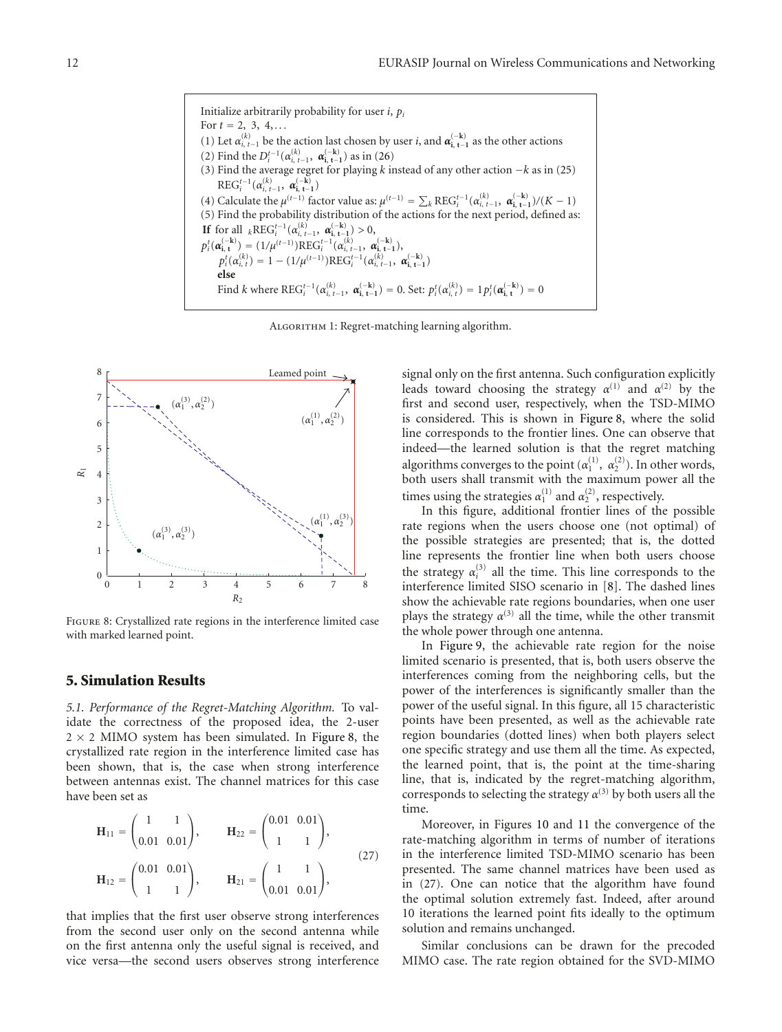Initialize arbitrarily probability for user $i$, $p_i$

For $t = 2, 3, 4, \ldots$

(1) Let $\alpha_{i,t-1}^{(k)}$ be the action last chosen by user $i$, and $\boldsymbol{\alpha}_{\mathbf{i},\mathbf{t-1}}^{(-\mathbf{k})}$ as the other actions

(2) Find the $D_i^{t-1}(\alpha_{i,t-1}^{(k)}, \boldsymbol{\alpha}_{\mathbf{i},\mathbf{t-1}}^{(-\mathbf{k})})$ as in (26)

(3) Find the average regret for playing $k$ instead of any other action $-k$ as in (25) $\mathrm{REG}_i^{t-1}(\alpha_{i,t-1}^{(k)}, \boldsymbol{\alpha}_{\mathbf{i},\mathbf{t-1}}^{(-\mathbf{k})})$

(4) Calculate the $\mu^{(t-1)}$ factor value as: $\mu^{(t-1)} = \sum_k \mathrm{REG}_i^{t-1}(\alpha_{i,t-1}^{(k)}, \boldsymbol{\alpha}_{\mathbf{i},\mathbf{t-1}}^{(-\mathbf{k})})/(K-1)$

(5) Find the probability distribution of the actions for the next period, defined as:

**If** for all $_k\mathrm{REG}_i^{t-1}(\alpha_{i,t-1}^{(k)}, \boldsymbol{\alpha}_{\mathbf{i},\mathbf{t-1}}^{(-\mathbf{k})}) > 0$,

$p_i^t(\boldsymbol{\alpha}_{\mathbf{i},\mathbf{t}}^{(-\mathbf{k})}) = (1/\mu^{(t-1)})\mathrm{REG}_i^{t-1}(\alpha_{i,t-1}^{(k)}, \boldsymbol{\alpha}_{\mathbf{i},\mathbf{t-1}}^{(-\mathbf{k})})$,

$p_i^t(\alpha_{i,t}^{(k)}) = 1 - (1/\mu^{(t-1)})\mathrm{REG}_i^{t-1}(\alpha_{i,t-1}^{(k)}, \boldsymbol{\alpha}_{\mathbf{i},\mathbf{t-1}}^{(-\mathbf{k})})$

**else**

Find $k$ where $\mathrm{REG}_i^{t-1}(\alpha_{i,t-1}^{(k)}, \boldsymbol{\alpha}_{\mathbf{i},\mathbf{t-1}}^{(-\mathbf{k})}) = 0$. Set: $p_i^t(\alpha_{i,t}^{(k)}) = 1 p_i^t(\boldsymbol{\alpha}_{\mathbf{i},\mathbf{t}}^{(-\mathbf{k})}) = 0$

Algorithm 1: Regret-matching learning algorithm.

Figure 8: Crystallized rate regions in the interference limited case with marked learned point.

## 5. Simulation Results

*5.1. Performance of the Regret-Matching Algorithm.* To validate the correctness of the proposed idea, the 2-user $2 \times 2$ MIMO system has been simulated. In Figure 8, the crystallized rate region in the interference limited case has been shown, that is, the case when strong interference between antennas exist. The channel matrices for this case have been set as

$$\mathbf{H}_{11} = \begin{pmatrix} 1 & 1 \\ 0.01 & 0.01 \end{pmatrix}, \qquad \mathbf{H}_{22} = \begin{pmatrix} 0.01 & 0.01 \\ 1 & 1 \end{pmatrix},$$
$$\mathbf{H}_{12} = \begin{pmatrix} 0.01 & 0.01 \\ 1 & 1 \end{pmatrix}, \qquad \mathbf{H}_{21} = \begin{pmatrix} 1 & 1 \\ 0.01 & 0.01 \end{pmatrix}, \tag{27}$$

that implies that the first user observe strong interferences from the second user only on the second antenna while on the first antenna only the useful signal is received, and vice versa—the second users observes strong interference signal only on the first antenna. Such configuration explicitly leads toward choosing the strategy $\alpha^{(1)}$ and $\alpha^{(2)}$ by the first and second user, respectively, when the TSD-MIMO is considered. This is shown in Figure 8, where the solid line corresponds to the frontier lines. One can observe that indeed—the learned solution is that the regret matching algorithms converges to the point $(\alpha_1^{(1)}, \alpha_2^{(2)})$. In other words, both users shall transmit with the maximum power all the times using the strategies $\alpha_1^{(1)}$ and $\alpha_2^{(2)}$, respectively.

In this figure, additional frontier lines of the possible rate regions when the users choose one (not optimal) of the possible strategies are presented; that is, the dotted line represents the frontier line when both users choose the strategy $\alpha_i^{(3)}$ all the time. This line corresponds to the interference limited SISO scenario in [8]. The dashed lines show the achievable rate regions boundaries, when one user plays the strategy $\alpha^{(3)}$ all the time, while the other transmit the whole power through one antenna.

In Figure 9, the achievable rate region for the noise limited scenario is presented, that is, both users observe the interferences coming from the neighboring cells, but the power of the interferences is significantly smaller than the power of the useful signal. In this figure, all 15 characteristic points have been presented, as well as the achievable rate region boundaries (dotted lines) when both players select one specific strategy and use them all the time. As expected, the learned point, that is, the point at the time-sharing line, that is, indicated by the regret-matching algorithm, corresponds to selecting the strategy $\alpha^{(3)}$ by both users all the time.

Moreover, in Figures 10 and 11 the convergence of the rate-matching algorithm in terms of number of iterations in the interference limited TSD-MIMO scenario has been presented. The same channel matrices have been used as in (27). One can notice that the algorithm have found the optimal solution extremely fast. Indeed, after around 10 iterations the learned point fits ideally to the optimum solution and remains unchanged.

Similar conclusions can be drawn for the precoded MIMO case. The rate region obtained for the SVD-MIMO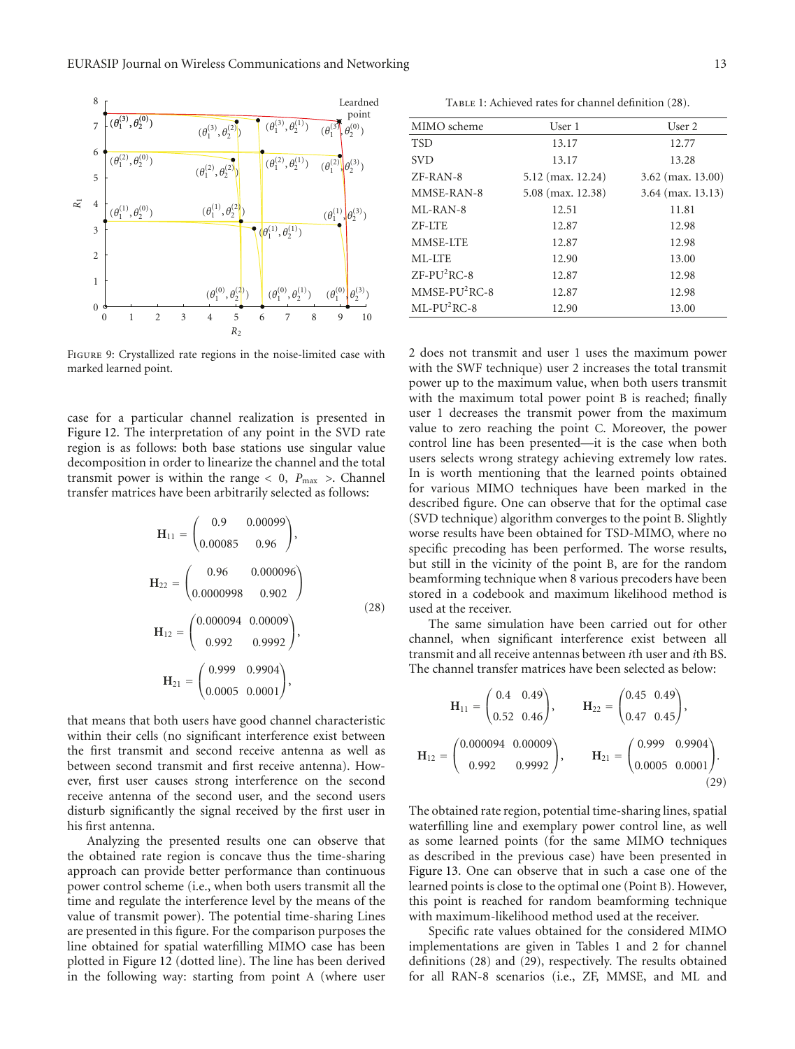Figure 9: Crystallized rate regions in the noise-limited case with marked learned point.

case for a particular channel realization is presented in Figure 12. The interpretation of any point in the SVD rate region is as follows: both base stations use singular value decomposition in order to linearize the channel and the total transmit power is within the range $< 0, P_{\max} >$. Channel transfer matrices have been arbitrarily selected as follows:

$$\mathbf{H}_{11} = \begin{pmatrix} 0.9 & 0.00099 \\ 0.00085 & 0.96 \end{pmatrix},$$
$$\mathbf{H}_{22} = \begin{pmatrix} 0.96 & 0.000096 \\ 0.0000998 & 0.902 \end{pmatrix}$$
$$\mathbf{H}_{12} = \begin{pmatrix} 0.000094 & 0.00009 \\ 0.992 & 0.9992 \end{pmatrix},$$
$$\mathbf{H}_{21} = \begin{pmatrix} 0.999 & 0.9904 \\ 0.0005 & 0.0001 \end{pmatrix}, \tag{28}$$

that means that both users have good channel characteristic within their cells (no significant interference exist between the first transmit and second receive antenna as well as between second transmit and first receive antenna). However, first user causes strong interference on the second receive antenna of the second user, and the second users disturb significantly the signal received by the first user in his first antenna.

Analyzing the presented results one can observe that the obtained rate region is concave thus the time-sharing approach can provide better performance than continuous power control scheme (i.e., when both users transmit all the time and regulate the interference level by the means of the value of transmit power). The potential time-sharing Lines are presented in this figure. For the comparison purposes the line obtained for spatial waterfilling MIMO case has been plotted in Figure 12 (dotted line). The line has been derived in the following way: starting from point A (where user 2 does not transmit and user 1 uses the maximum power with the SWF technique) user 2 increases the total transmit power up to the maximum value, when both users transmit with the maximum total power point B is reached; finally user 1 decreases the transmit power from the maximum value to zero reaching the point C. Moreover, the power control line has been presented—it is the case when both users selects wrong strategy achieving extremely low rates. In is worth mentioning that the learned points obtained for various MIMO techniques have been marked in the described figure. One can observe that for the optimal case (SVD technique) algorithm converges to the point B. Slightly worse results have been obtained for TSD-MIMO, where no specific precoding has been performed. The worse results, but still in the vicinity of the point B, are for the random beamforming technique when 8 various precoders have been stored in a codebook and maximum likelihood method is used at the receiver.

Table 1: Achieved rates for channel definition (28).

| MIMO scheme | User 1 | User 2 |
|---|---|---|
| TSD | 13.17 | 12.77 |
| SVD | 13.17 | 13.28 |
| ZF-RAN-8 | 5.12 (max. 12.24) | 3.62 (max. 13.00) |
| MMSE-RAN-8 | 5.08 (max. 12.38) | 3.64 (max. 13.13) |
| ML-RAN-8 | 12.51 | 11.81 |
| ZF-LTE | 12.87 | 12.98 |
| MMSE-LTE | 12.87 | 12.98 |
| ML-LTE | 12.90 | 13.00 |
| ZF-PU$^2$RC-8 | 12.87 | 12.98 |
| MMSE-PU$^2$RC-8 | 12.87 | 12.98 |
| ML-PU$^2$RC-8 | 12.90 | 13.00 |

The same simulation have been carried out for other channel, when significant interference exist between all transmit and all receive antennas between $i$th user and $i$th BS. The channel transfer matrices have been selected as below:

$$\mathbf{H}_{11} = \begin{pmatrix} 0.4 & 0.49 \\ 0.52 & 0.46 \end{pmatrix}, \qquad \mathbf{H}_{22} = \begin{pmatrix} 0.45 & 0.49 \\ 0.47 & 0.45 \end{pmatrix},$$
$$\mathbf{H}_{12} = \begin{pmatrix} 0.000094 & 0.00009 \\ 0.992 & 0.9992 \end{pmatrix}, \qquad \mathbf{H}_{21} = \begin{pmatrix} 0.999 & 0.9904 \\ 0.0005 & 0.0001 \end{pmatrix}. \tag{29}$$

The obtained rate region, potential time-sharing lines, spatial waterfilling line and exemplary power control line, as well as some learned points (for the same MIMO techniques as described in the previous case) have been presented in Figure 13. One can observe that in such a case one of the learned points is close to the optimal one (Point B). However, this point is reached for random beamforming technique with maximum-likelihood method used at the receiver.

Specific rate values obtained for the considered MIMO implementations are given in Tables 1 and 2 for channel definitions (28) and (29), respectively. The results obtained for all RAN-8 scenarios (i.e., ZF, MMSE, and ML and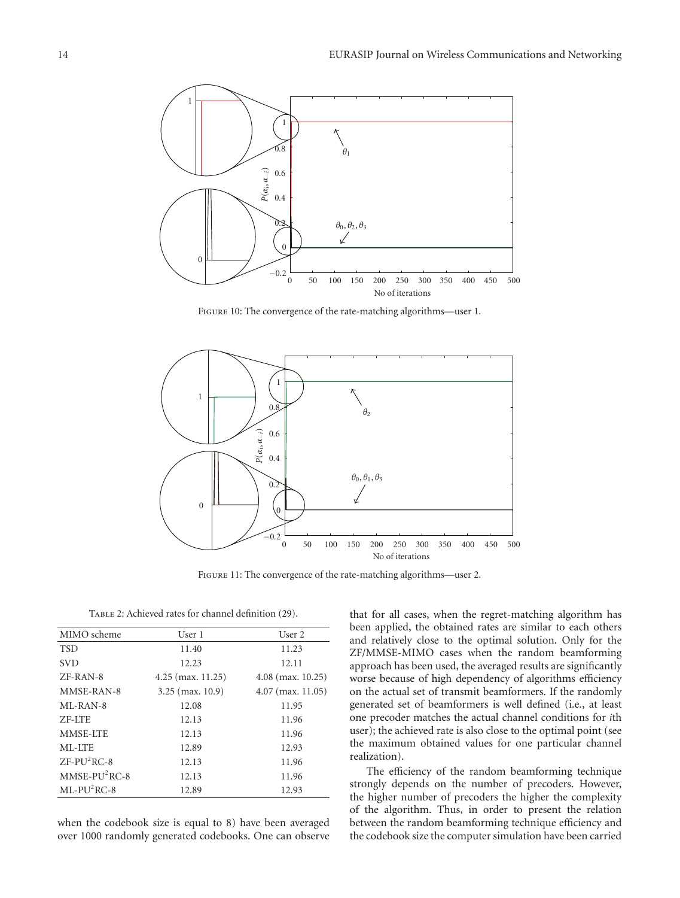Figure 10: The convergence of the rate-matching algorithms—user 1.

Figure 11: The convergence of the rate-matching algorithms—user 2.

Table 2: Achieved rates for channel definition (29).

| MIMO scheme | User 1 | User 2 |
|---|---|---|
| TSD | 11.40 | 11.23 |
| SVD | 12.23 | 12.11 |
| ZF-RAN-8 | 4.25 (max. 11.25) | 4.08 (max. 10.25) |
| MMSE-RAN-8 | 3.25 (max. 10.9) | 4.07 (max. 11.05) |
| ML-RAN-8 | 12.08 | 11.95 |
| ZF-LTE | 12.13 | 11.96 |
| MMSE-LTE | 12.13 | 11.96 |
| ML-LTE | 12.89 | 12.93 |
| ZF-PU$^2$RC-8 | 12.13 | 11.96 |
| MMSE-PU$^2$RC-8 | 12.13 | 11.96 |
| ML-PU$^2$RC-8 | 12.89 | 12.93 |

when the codebook size is equal to 8) have been averaged over 1000 randomly generated codebooks. One can observe that for all cases, when the regret-matching algorithm has been applied, the obtained rates are similar to each others and relatively close to the optimal solution. Only for the ZF/MMSE-MIMO cases when the random beamforming approach has been used, the averaged results are significantly worse because of high dependency of algorithms efficiency on the actual set of transmit beamformers. If the randomly generated set of beamformers is well defined (i.e., at least one precoder matches the actual channel conditions for $i$th user); the achieved rate is also close to the optimal point (see the maximum obtained values for one particular channel realization).

The efficiency of the random beamforming technique strongly depends on the number of precoders. However, the higher number of precoders the higher the complexity of the algorithm. Thus, in order to present the relation between the random beamforming technique efficiency and the codebook size the computer simulation have been carried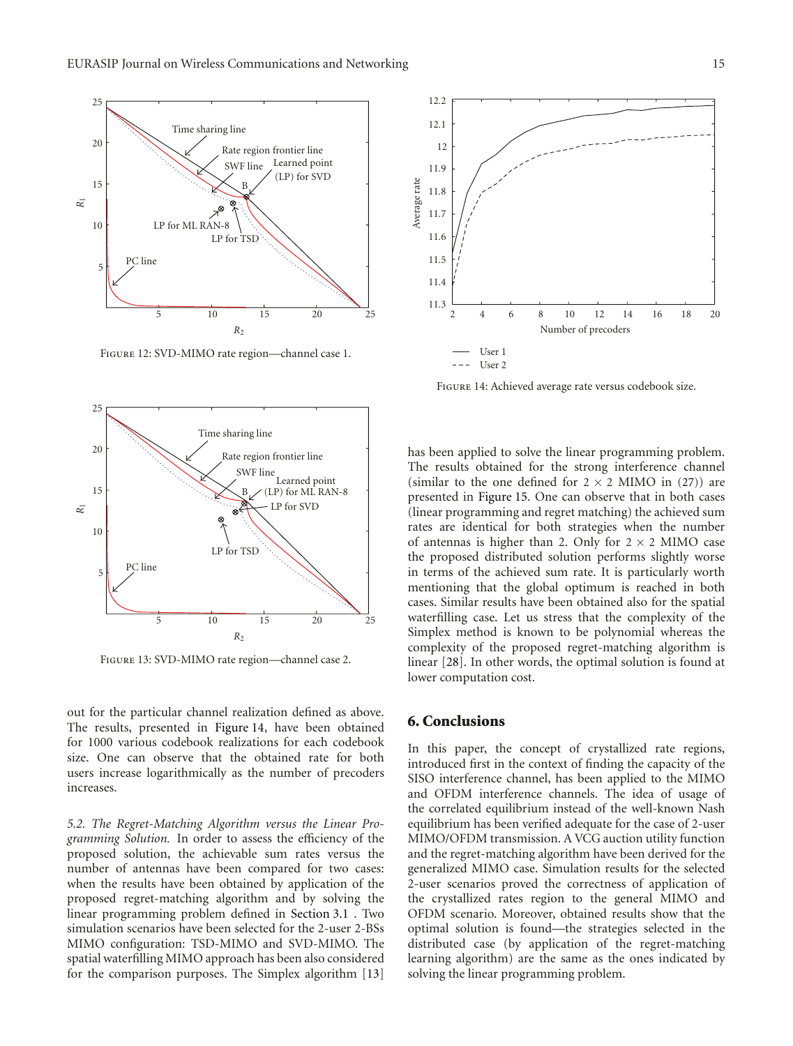Figure 12: SVD-MIMO rate region—channel case 1.

Figure 13: SVD-MIMO rate region—channel case 2.

Figure 14: Achieved average rate versus codebook size.

out for the particular channel realization defined as above. The results, presented in Figure 14, have been obtained for 1000 various codebook realizations for each codebook size. One can observe that the obtained rate for both users increase logarithmically as the number of precoders increases.

*5.2. The Regret-Matching Algorithm versus the Linear Programming Solution.* In order to assess the efficiency of the proposed solution, the achievable sum rates versus the number of antennas have been compared for two cases: when the results have been obtained by application of the proposed regret-matching algorithm and by solving the linear programming problem defined in Section 3.1 . Two simulation scenarios have been selected for the 2-user 2-BSs MIMO configuration: TSD-MIMO and SVD-MIMO. The spatial waterfilling MIMO approach has been also considered for the comparison purposes. The Simplex algorithm [13] has been applied to solve the linear programming problem. The results obtained for the strong interference channel (similar to the one defined for $2 \times 2$ MIMO in (27)) are presented in Figure 15. One can observe that in both cases (linear programming and regret matching) the achieved sum rates are identical for both strategies when the number of antennas is higher than 2. Only for $2 \times 2$ MIMO case the proposed distributed solution performs slightly worse in terms of the achieved sum rate. It is particularly worth mentioning that the global optimum is reached in both cases. Similar results have been obtained also for the spatial waterfilling case. Let us stress that the complexity of the Simplex method is known to be polynomial whereas the complexity of the proposed regret-matching algorithm is linear [28]. In other words, the optimal solution is found at lower computation cost.

## 6. Conclusions

In this paper, the concept of crystallized rate regions, introduced first in the context of finding the capacity of the SISO interference channel, has been applied to the MIMO and OFDM interference channels. The idea of usage of the correlated equilibrium instead of the well-known Nash equilibrium has been verified adequate for the case of 2-user MIMO/OFDM transmission. A VCG auction utility function and the regret-matching algorithm have been derived for the generalized MIMO case. Simulation results for the selected 2-user scenarios proved the correctness of application of the crystallized rates region to the general MIMO and OFDM scenario. Moreover, obtained results show that the optimal solution is found—the strategies selected in the distributed case (by application of the regret-matching learning algorithm) are the same as the ones indicated by solving the linear programming problem.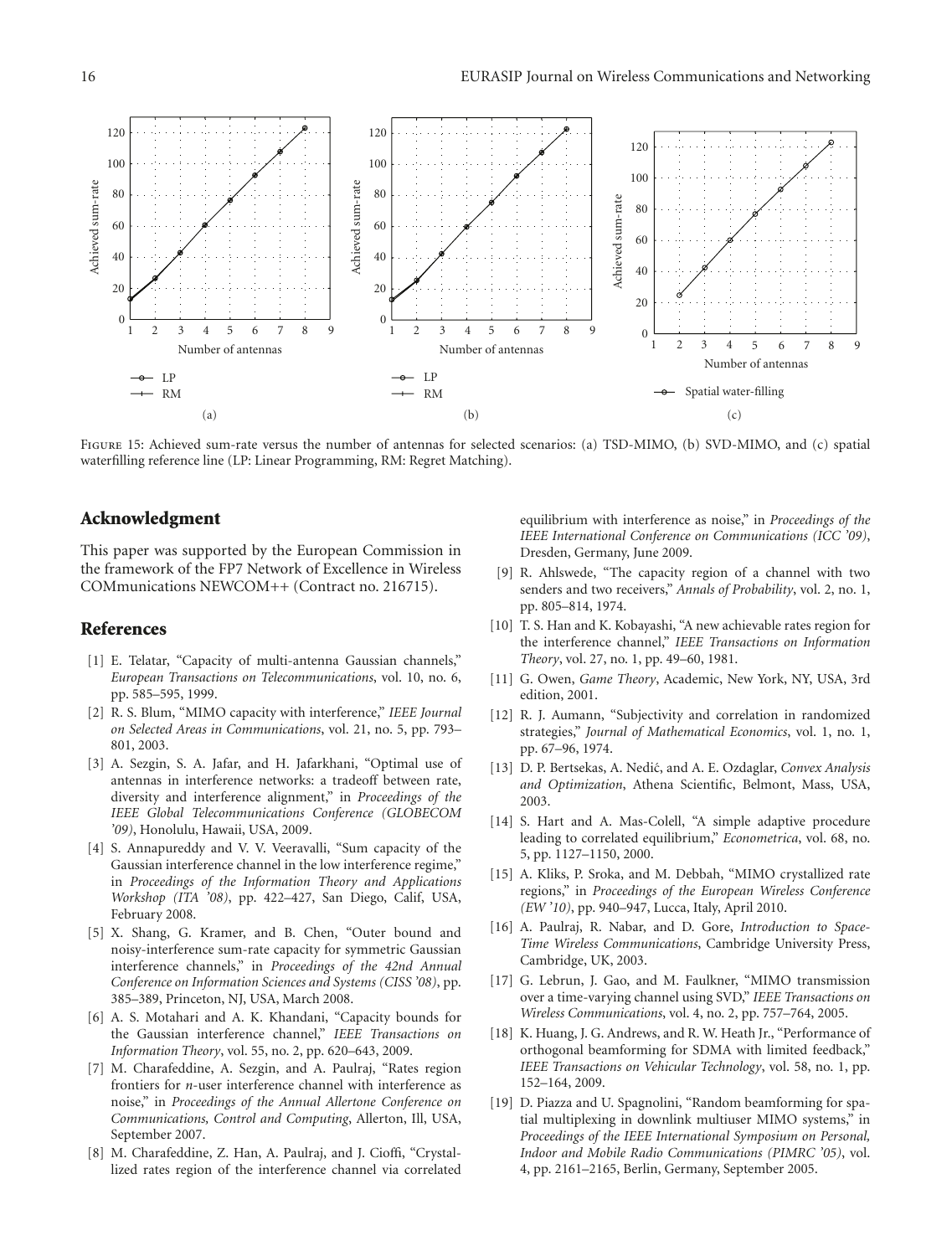Figure 15: Achieved sum-rate versus the number of antennas for selected scenarios: (a) TSD-MIMO, (b) SVD-MIMO, and (c) spatial waterfilling reference line (LP: Linear Programming, RM: Regret Matching).

## Acknowledgment

This paper was supported by the European Commission in the framework of the FP7 Network of Excellence in Wireless COMmunications NEWCOM++ (Contract no. 216715).

## References

- [1] E. Telatar, "Capacity of multi-antenna Gaussian channels," *European Transactions on Telecommunications*, vol. 10, no. 6, pp. 585–595, 1999.
- [2] R. S. Blum, "MIMO capacity with interference," *IEEE Journal on Selected Areas in Communications*, vol. 21, no. 5, pp. 793–801, 2003.
- [3] A. Sezgin, S. A. Jafar, and H. Jafarkhani, "Optimal use of antennas in interference networks: a tradeoff between rate, diversity and interference alignment," in *Proceedings of the IEEE Global Telecommunications Conference (GLOBECOM '09)*, Honolulu, Hawaii, USA, 2009.
- [4] S. Annapureddy and V. V. Veeravalli, "Sum capacity of the Gaussian interference channel in the low interference regime," in *Proceedings of the Information Theory and Applications Workshop (ITA '08)*, pp. 422–427, San Diego, Calif, USA, February 2008.
- [5] X. Shang, G. Kramer, and B. Chen, "Outer bound and noisy-interference sum-rate capacity for symmetric Gaussian interference channels," in *Proceedings of the 42nd Annual Conference on Information Sciences and Systems (CISS '08)*, pp. 385–389, Princeton, NJ, USA, March 2008.
- [6] A. S. Motahari and A. K. Khandani, "Capacity bounds for the Gaussian interference channel," *IEEE Transactions on Information Theory*, vol. 55, no. 2, pp. 620–643, 2009.
- [7] M. Charafeddine, A. Sezgin, and A. Paulraj, "Rates region frontiers for *n*-user interference channel with interference as noise," in *Proceedings of the Annual Allertone Conference on Communications, Control and Computing*, Allerton, Ill, USA, September 2007.
- [8] M. Charafeddine, Z. Han, A. Paulraj, and J. Cioffi, "Crystallized rates region of the interference channel via correlated equilibrium with interference as noise," in *Proceedings of the IEEE International Conference on Communications (ICC '09)*, Dresden, Germany, June 2009.
- [9] R. Ahlswede, "The capacity region of a channel with two senders and two receivers," *Annals of Probability*, vol. 2, no. 1, pp. 805–814, 1974.
- [10] T. S. Han and K. Kobayashi, "A new achievable rates region for the interference channel," *IEEE Transactions on Information Theory*, vol. 27, no. 1, pp. 49–60, 1981.
- [11] G. Owen, *Game Theory*, Academic, New York, NY, USA, 3rd edition, 2001.
- [12] R. J. Aumann, "Subjectivity and correlation in randomized strategies," *Journal of Mathematical Economics*, vol. 1, no. 1, pp. 67–96, 1974.
- [13] D. P. Bertsekas, A. Nedić, and A. E. Ozdaglar, *Convex Analysis and Optimization*, Athena Scientific, Belmont, Mass, USA, 2003.
- [14] S. Hart and A. Mas-Colell, "A simple adaptive procedure leading to correlated equilibrium," *Econometrica*, vol. 68, no. 5, pp. 1127–1150, 2000.
- [15] A. Kliks, P. Sroka, and M. Debbah, "MIMO crystallized rate regions," in *Proceedings of the European Wireless Conference (EW '10)*, pp. 940–947, Lucca, Italy, April 2010.
- [16] A. Paulraj, R. Nabar, and D. Gore, *Introduction to Space-Time Wireless Communications*, Cambridge University Press, Cambridge, UK, 2003.
- [17] G. Lebrun, J. Gao, and M. Faulkner, "MIMO transmission over a time-varying channel using SVD," *IEEE Transactions on Wireless Communications*, vol. 4, no. 2, pp. 757–764, 2005.
- [18] K. Huang, J. G. Andrews, and R. W. Heath Jr., "Performance of orthogonal beamforming for SDMA with limited feedback," *IEEE Transactions on Vehicular Technology*, vol. 58, no. 1, pp. 152–164, 2009.
- [19] D. Piazza and U. Spagnolini, "Random beamforming for spatial multiplexing in downlink multiuser MIMO systems," in *Proceedings of the IEEE International Symposium on Personal, Indoor and Mobile Radio Communications (PIMRC '05)*, vol. 4, pp. 2161–2165, Berlin, Germany, September 2005.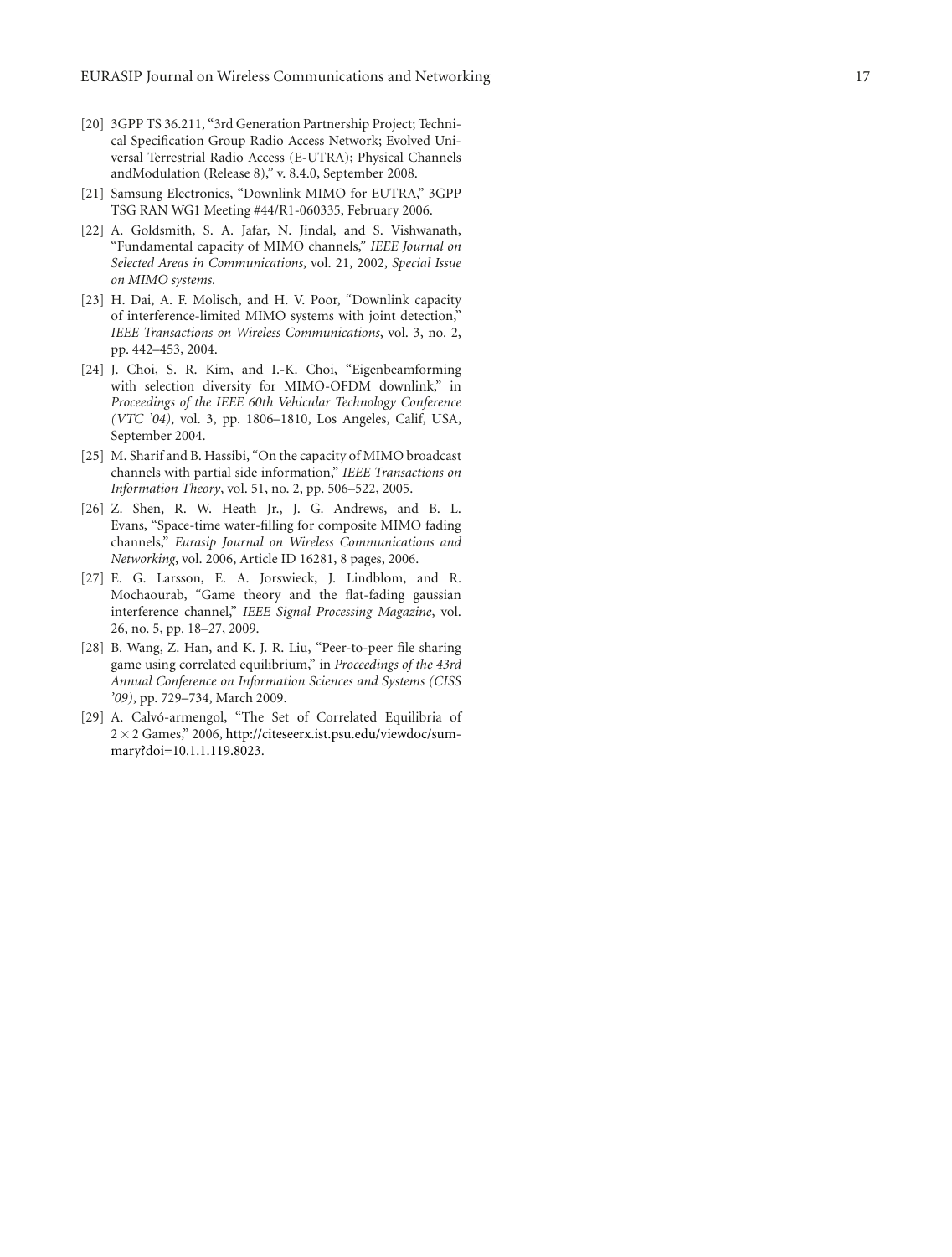[20] 3GPP TS 36.211, "3rd Generation Partnership Project; Technical Specification Group Radio Access Network; Evolved Universal Terrestrial Radio Access (E-UTRA); Physical Channels andModulation (Release 8)," v. 8.4.0, September 2008.

[21] Samsung Electronics, "Downlink MIMO for EUTRA," 3GPP TSG RAN WG1 Meeting #44/R1-060335, February 2006.

[22] A. Goldsmith, S. A. Jafar, N. Jindal, and S. Vishwanath, "Fundamental capacity of MIMO channels," *IEEE Journal on Selected Areas in Communications*, vol. 21, 2002, *Special Issue on MIMO systems*.

[23] H. Dai, A. F. Molisch, and H. V. Poor, "Downlink capacity of interference-limited MIMO systems with joint detection," *IEEE Transactions on Wireless Communications*, vol. 3, no. 2, pp. 442–453, 2004.

[24] J. Choi, S. R. Kim, and I.-K. Choi, "Eigenbeamforming with selection diversity for MIMO-OFDM downlink," in *Proceedings of the IEEE 60th Vehicular Technology Conference (VTC '04)*, vol. 3, pp. 1806–1810, Los Angeles, Calif, USA, September 2004.

[25] M. Sharif and B. Hassibi, "On the capacity of MIMO broadcast channels with partial side information," *IEEE Transactions on Information Theory*, vol. 51, no. 2, pp. 506–522, 2005.

[26] Z. Shen, R. W. Heath Jr., J. G. Andrews, and B. L. Evans, "Space-time water-filling for composite MIMO fading channels," *Eurasip Journal on Wireless Communications and Networking*, vol. 2006, Article ID 16281, 8 pages, 2006.

[27] E. G. Larsson, E. A. Jorswieck, J. Lindblom, and R. Mochaourab, "Game theory and the flat-fading gaussian interference channel," *IEEE Signal Processing Magazine*, vol. 26, no. 5, pp. 18–27, 2009.

[28] B. Wang, Z. Han, and K. J. R. Liu, "Peer-to-peer file sharing game using correlated equilibrium," in *Proceedings of the 43rd Annual Conference on Information Sciences and Systems (CISS '09)*, pp. 729–734, March 2009.

[29] A. Calvó-armengol, "The Set of Correlated Equilibria of $2 \times 2$ Games," 2006, http://citeseerx.ist.psu.edu/viewdoc/summary?doi=10.1.1.119.8023.